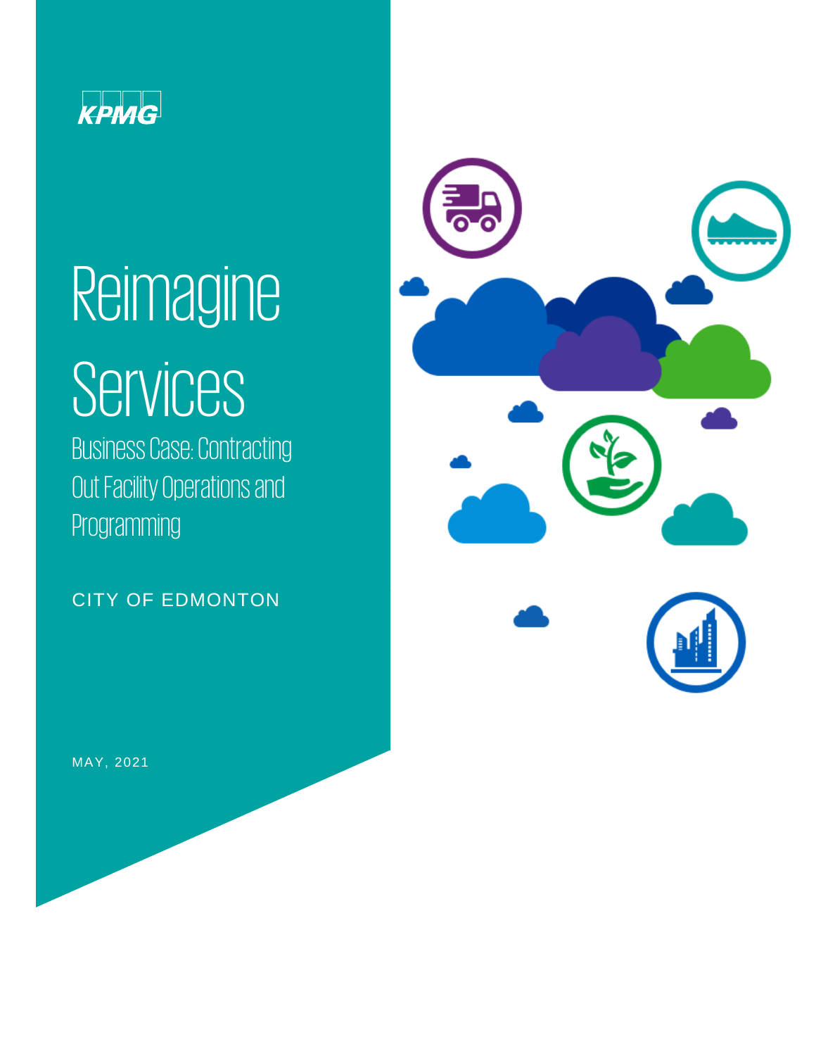KPMG

# Reimagine Services

## Business Case: Contracting Out Facility Operations and Programming

CITY OF EDMONTON

MAY, 2021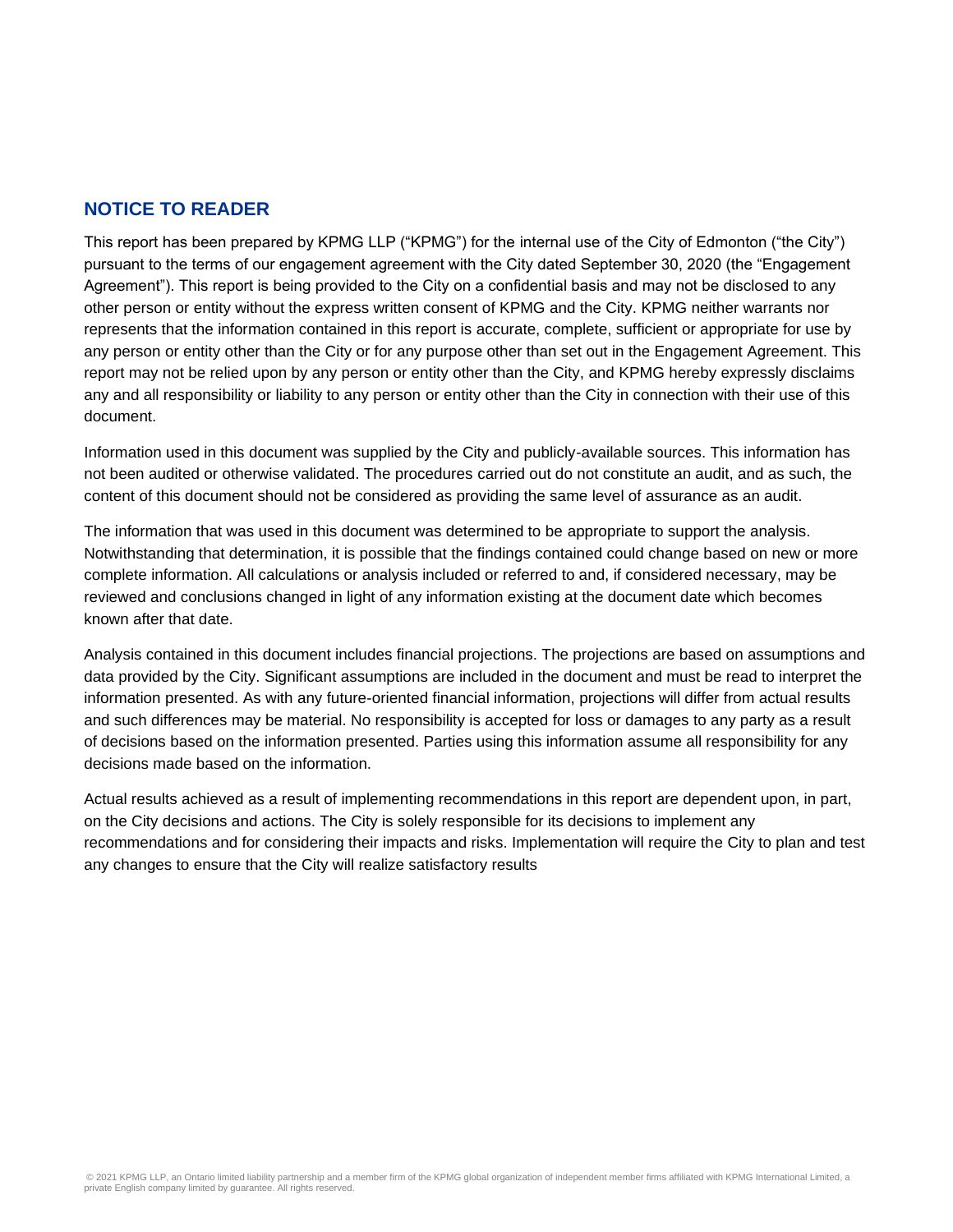## NOTICE TO READER

This report has been prepared by KPMG LLP ("KPMG") for the internal use of the City of Edmonton ("the City") pursuant to the terms of our engagement agreement with the City dated September 30, 2020 (the "Engagement Agreement"). This report is being provided to the City on a confidential basis and may not be disclosed to any other person or entity without the express written consent of KPMG and the City. KPMG neither warrants nor represents that the information contained in this report is accurate, complete, sufficient or appropriate for use by any person or entity other than the City or for any purpose other than set out in the Engagement Agreement. This report may not be relied upon by any person or entity other than the City, and KPMG hereby expressly disclaims any and all responsibility or liability to any person or entity other than the City in connection with their use of this document.

Information used in this document was supplied by the City and publicly-available sources. This information has not been audited or otherwise validated. The procedures carried out do not constitute an audit, and as such, the content of this document should not be considered as providing the same level of assurance as an audit.

The information that was used in this document was determined to be appropriate to support the analysis. Notwithstanding that determination, it is possible that the findings contained could change based on new or more complete information. All calculations or analysis included or referred to and, if considered necessary, may be reviewed and conclusions changed in light of any information existing at the document date which becomes known after that date.

Analysis contained in this document includes financial projections. The projections are based on assumptions and data provided by the City. Significant assumptions are included in the document and must be read to interpret the information presented. As with any future-oriented financial information, projections will differ from actual results and such differences may be material. No responsibility is accepted for loss or damages to any party as a result of decisions based on the information presented. Parties using this information assume all responsibility for any decisions made based on the information.

Actual results achieved as a result of implementing recommendations in this report are dependent upon, in part, on the City decisions and actions. The City is solely responsible for its decisions to implement any recommendations and for considering their impacts and risks. Implementation will require the City to plan and test any changes to ensure that the City will realize satisfactory results

© 2021 KPMG LLP, an Ontario limited liability partnership and a member firm of the KPMG global organization of independent member firms affiliated with KPMG International Limited, a private English company limited by guarantee. All rights reserved.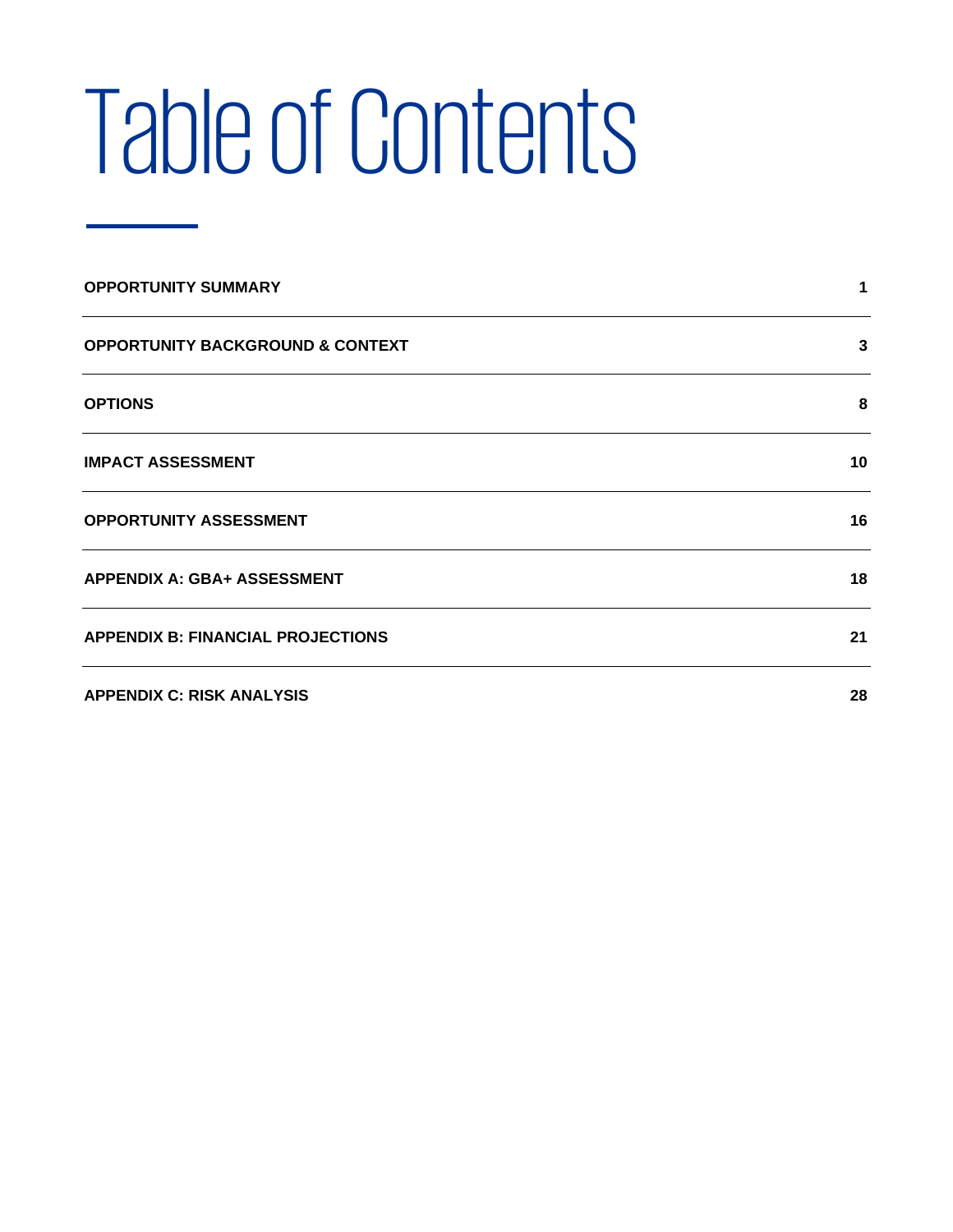# Table of Contents

| | |
|---|---|
| **OPPORTUNITY SUMMARY** | **1** |
| **OPPORTUNITY BACKGROUND & CONTEXT** | **3** |
| **OPTIONS** | **8** |
| **IMPACT ASSESSMENT** | **10** |
| **OPPORTUNITY ASSESSMENT** | **16** |
| **APPENDIX A: GBA+ ASSESSMENT** | **18** |
| **APPENDIX B: FINANCIAL PROJECTIONS** | **21** |
| **APPENDIX C: RISK ANALYSIS** | **28** |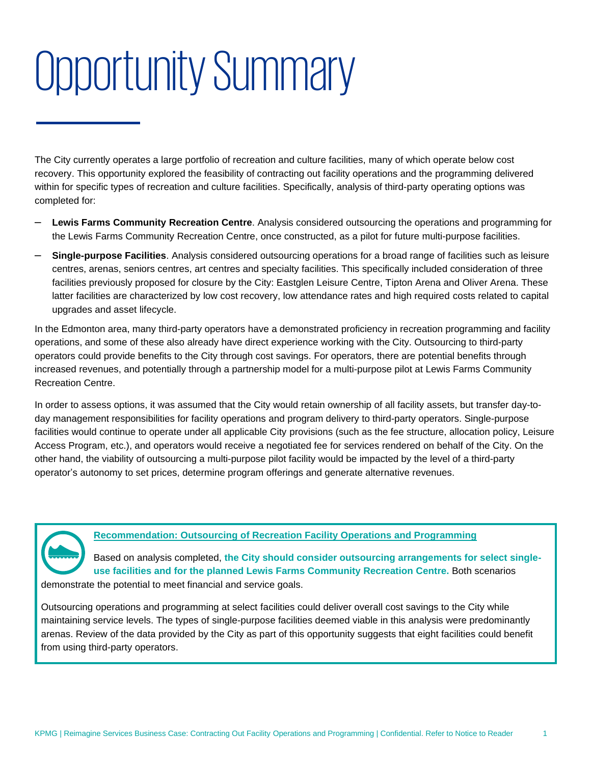# Opportunity Summary

The City currently operates a large portfolio of recreation and culture facilities, many of which operate below cost recovery. This opportunity explored the feasibility of contracting out facility operations and the programming delivered within for specific types of recreation and culture facilities. Specifically, analysis of third-party operating options was completed for:

- **Lewis Farms Community Recreation Centre**. Analysis considered outsourcing the operations and programming for the Lewis Farms Community Recreation Centre, once constructed, as a pilot for future multi-purpose facilities.
- **Single-purpose Facilities**. Analysis considered outsourcing operations for a broad range of facilities such as leisure centres, arenas, seniors centres, art centres and specialty facilities. This specifically included consideration of three facilities previously proposed for closure by the City: Eastglen Leisure Centre, Tipton Arena and Oliver Arena. These latter facilities are characterized by low cost recovery, low attendance rates and high required costs related to capital upgrades and asset lifecycle.

In the Edmonton area, many third-party operators have a demonstrated proficiency in recreation programming and facility operations, and some of these also already have direct experience working with the City. Outsourcing to third-party operators could provide benefits to the City through cost savings. For operators, there are potential benefits through increased revenues, and potentially through a partnership model for a multi-purpose pilot at Lewis Farms Community Recreation Centre.

In order to assess options, it was assumed that the City would retain ownership of all facility assets, but transfer day-to-day management responsibilities for facility operations and program delivery to third-party operators. Single-purpose facilities would continue to operate under all applicable City provisions (such as the fee structure, allocation policy, Leisure Access Program, etc.), and operators would receive a negotiated fee for services rendered on behalf of the City. On the other hand, the viability of outsourcing a multi-purpose pilot facility would be impacted by the level of a third-party operator's autonomy to set prices, determine program offerings and generate alternative revenues.

**Recommendation: Outsourcing of Recreation Facility Operations and Programming**

Based on analysis completed, **the City should consider outsourcing arrangements for select single-use facilities and for the planned Lewis Farms Community Recreation Centre.** Both scenarios demonstrate the potential to meet financial and service goals.

Outsourcing operations and programming at select facilities could deliver overall cost savings to the City while maintaining service levels. The types of single-purpose facilities deemed viable in this analysis were predominantly arenas. Review of the data provided by the City as part of this opportunity suggests that eight facilities could benefit from using third-party operators.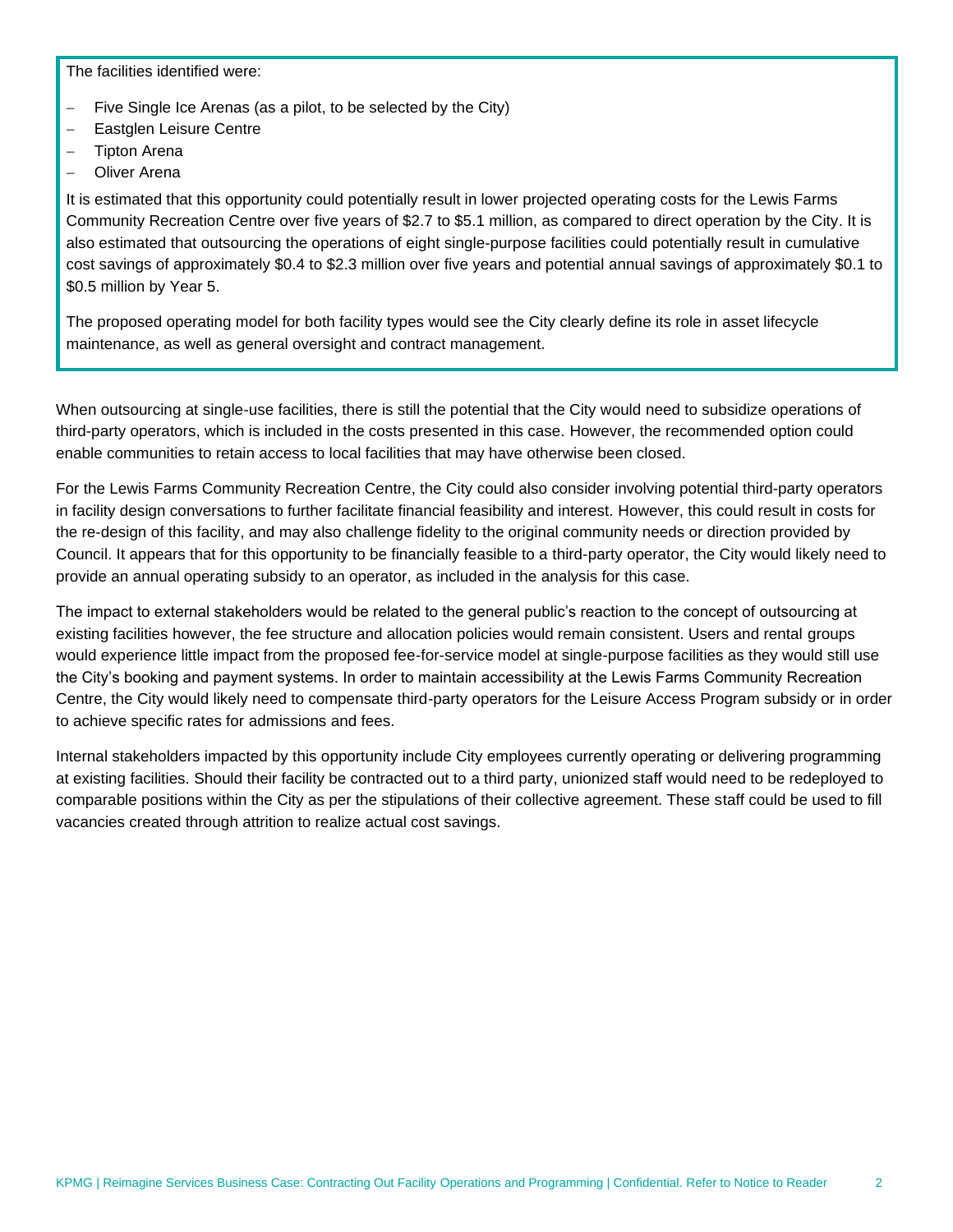The facilities identified were:

- Five Single Ice Arenas (as a pilot, to be selected by the City)
- Eastglen Leisure Centre
- Tipton Arena
- Oliver Arena

It is estimated that this opportunity could potentially result in lower projected operating costs for the Lewis Farms Community Recreation Centre over five years of $2.7 to $5.1 million, as compared to direct operation by the City. It is also estimated that outsourcing the operations of eight single-purpose facilities could potentially result in cumulative cost savings of approximately $0.4 to $2.3 million over five years and potential annual savings of approximately $0.1 to $0.5 million by Year 5.

The proposed operating model for both facility types would see the City clearly define its role in asset lifecycle maintenance, as well as general oversight and contract management.

When outsourcing at single-use facilities, there is still the potential that the City would need to subsidize operations of third-party operators, which is included in the costs presented in this case. However, the recommended option could enable communities to retain access to local facilities that may have otherwise been closed.

For the Lewis Farms Community Recreation Centre, the City could also consider involving potential third-party operators in facility design conversations to further facilitate financial feasibility and interest. However, this could result in costs for the re-design of this facility, and may also challenge fidelity to the original community needs or direction provided by Council. It appears that for this opportunity to be financially feasible to a third-party operator, the City would likely need to provide an annual operating subsidy to an operator, as included in the analysis for this case.

The impact to external stakeholders would be related to the general public's reaction to the concept of outsourcing at existing facilities however, the fee structure and allocation policies would remain consistent. Users and rental groups would experience little impact from the proposed fee-for-service model at single-purpose facilities as they would still use the City's booking and payment systems. In order to maintain accessibility at the Lewis Farms Community Recreation Centre, the City would likely need to compensate third-party operators for the Leisure Access Program subsidy or in order to achieve specific rates for admissions and fees.

Internal stakeholders impacted by this opportunity include City employees currently operating or delivering programming at existing facilities. Should their facility be contracted out to a third party, unionized staff would need to be redeployed to comparable positions within the City as per the stipulations of their collective agreement. These staff could be used to fill vacancies created through attrition to realize actual cost savings.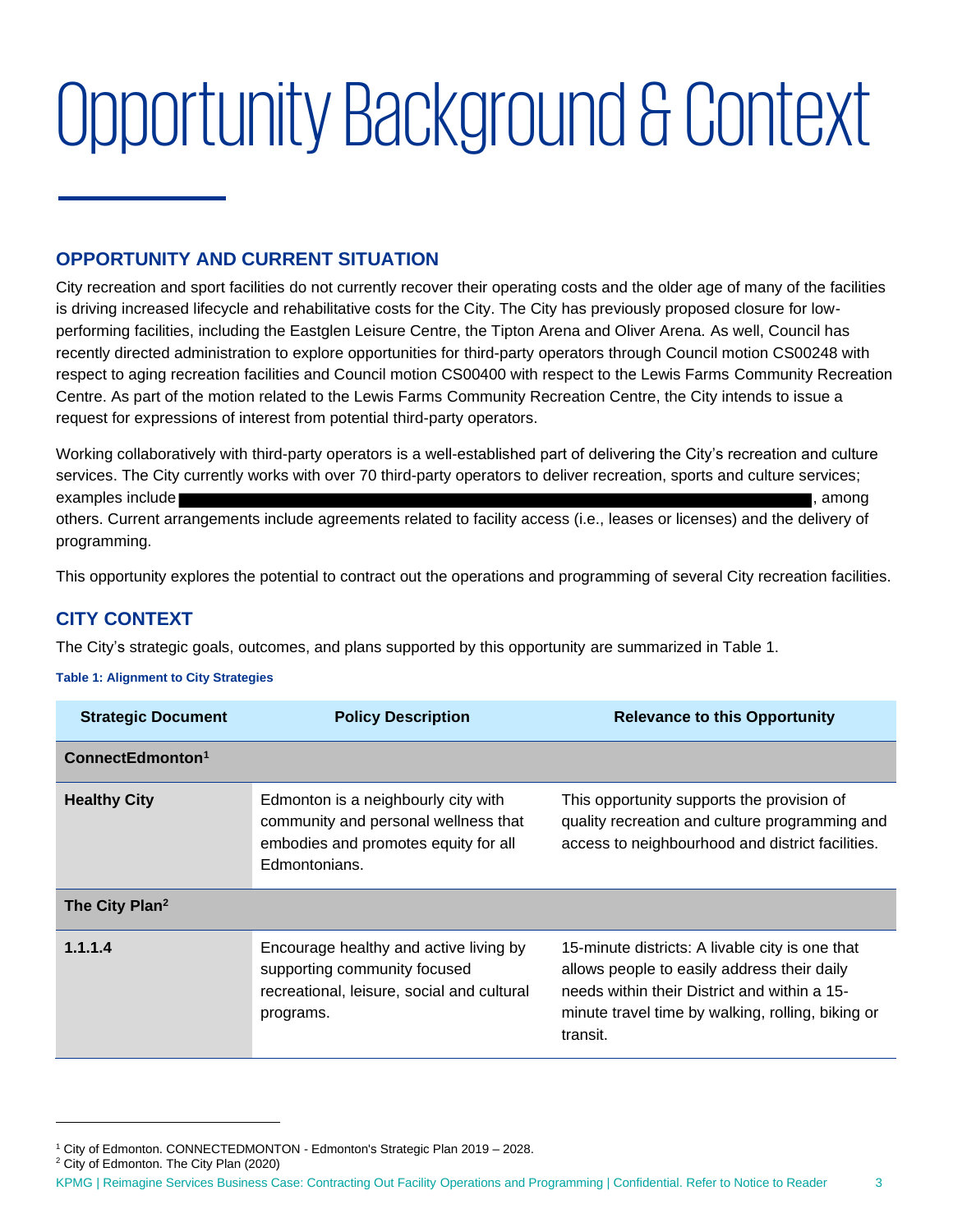# Opportunity Background & Context

## OPPORTUNITY AND CURRENT SITUATION

City recreation and sport facilities do not currently recover their operating costs and the older age of many of the facilities is driving increased lifecycle and rehabilitative costs for the City. The City has previously proposed closure for low-performing facilities, including the Eastglen Leisure Centre, the Tipton Arena and Oliver Arena. As well, Council has recently directed administration to explore opportunities for third-party operators through Council motion CS00248 with respect to aging recreation facilities and Council motion CS00400 with respect to the Lewis Farms Community Recreation Centre. As part of the motion related to the Lewis Farms Community Recreation Centre, the City intends to issue a request for expressions of interest from potential third-party operators.

Working collaboratively with third-party operators is a well-established part of delivering the City's recreation and culture services. The City currently works with over 70 third-party operators to deliver recreation, sports and culture services; examples include [REDACTED], among others. Current arrangements include agreements related to facility access (i.e., leases or licenses) and the delivery of programming.

This opportunity explores the potential to contract out the operations and programming of several City recreation facilities.

## CITY CONTEXT

The City's strategic goals, outcomes, and plans supported by this opportunity are summarized in Table 1.

**Table 1: Alignment to City Strategies**

| Strategic Document | Policy Description | Relevance to this Opportunity |
|---|---|---|
| **ConnectEdmonton[1]** | | |
| **Healthy City** | Edmonton is a neighbourly city with community and personal wellness that embodies and promotes equity for all Edmontonians. | This opportunity supports the provision of quality recreation and culture programming and access to neighbourhood and district facilities. |
| **The City Plan[2]** | | |
| **1.1.1.4** | Encourage healthy and active living by supporting community focused recreational, leisure, social and cultural programs. | 15-minute districts: A livable city is one that allows people to easily address their daily needs within their District and within a 15-minute travel time by walking, rolling, biking or transit. |

[1] City of Edmonton. CONNECTEDMONTON - Edmonton's Strategic Plan 2019 – 2028.

[2] City of Edmonton. The City Plan (2020)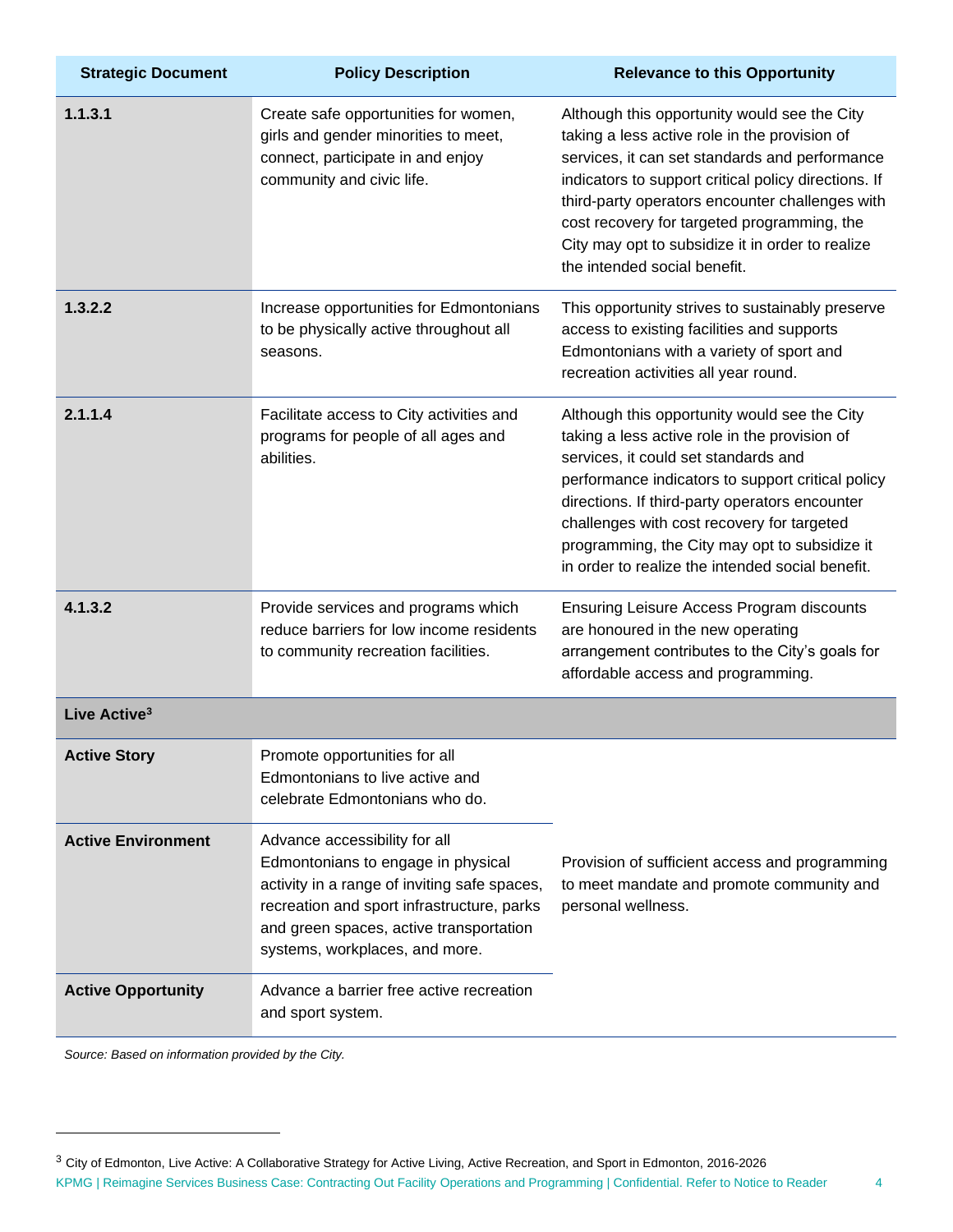| Strategic Document | Policy Description | Relevance to this Opportunity |
|---|---|---|
| **1.1.3.1** | Create safe opportunities for women, girls and gender minorities to meet, connect, participate in and enjoy community and civic life. | Although this opportunity would see the City taking a less active role in the provision of services, it can set standards and performance indicators to support critical policy directions. If third-party operators encounter challenges with cost recovery for targeted programming, the City may opt to subsidize it in order to realize the intended social benefit. |
| **1.3.2.2** | Increase opportunities for Edmontonians to be physically active throughout all seasons. | This opportunity strives to sustainably preserve access to existing facilities and supports Edmontonians with a variety of sport and recreation activities all year round. |
| **2.1.1.4** | Facilitate access to City activities and programs for people of all ages and abilities. | Although this opportunity would see the City taking a less active role in the provision of services, it could set standards and performance indicators to support critical policy directions. If third-party operators encounter challenges with cost recovery for targeted programming, the City may opt to subsidize it in order to realize the intended social benefit. |
| **4.1.3.2** | Provide services and programs which reduce barriers for low income residents to community recreation facilities. | Ensuring Leisure Access Program discounts are honoured in the new operating arrangement contributes to the City's goals for affordable access and programming. |
| **Live Active[3]** | | |
| **Active Story** | Promote opportunities for all Edmontonians to live active and celebrate Edmontonians who do. | Provision of sufficient access and programming to meet mandate and promote community and personal wellness. |
| **Active Environment** | Advance accessibility for all Edmontonians to engage in physical activity in a range of inviting safe spaces, recreation and sport infrastructure, parks and green spaces, active transportation systems, workplaces, and more. | |
| **Active Opportunity** | Advance a barrier free active recreation and sport system. | |

*Source: Based on information provided by the City.*

[3] City of Edmonton, Live Active: A Collaborative Strategy for Active Living, Active Recreation, and Sport in Edmonton, 2016-2026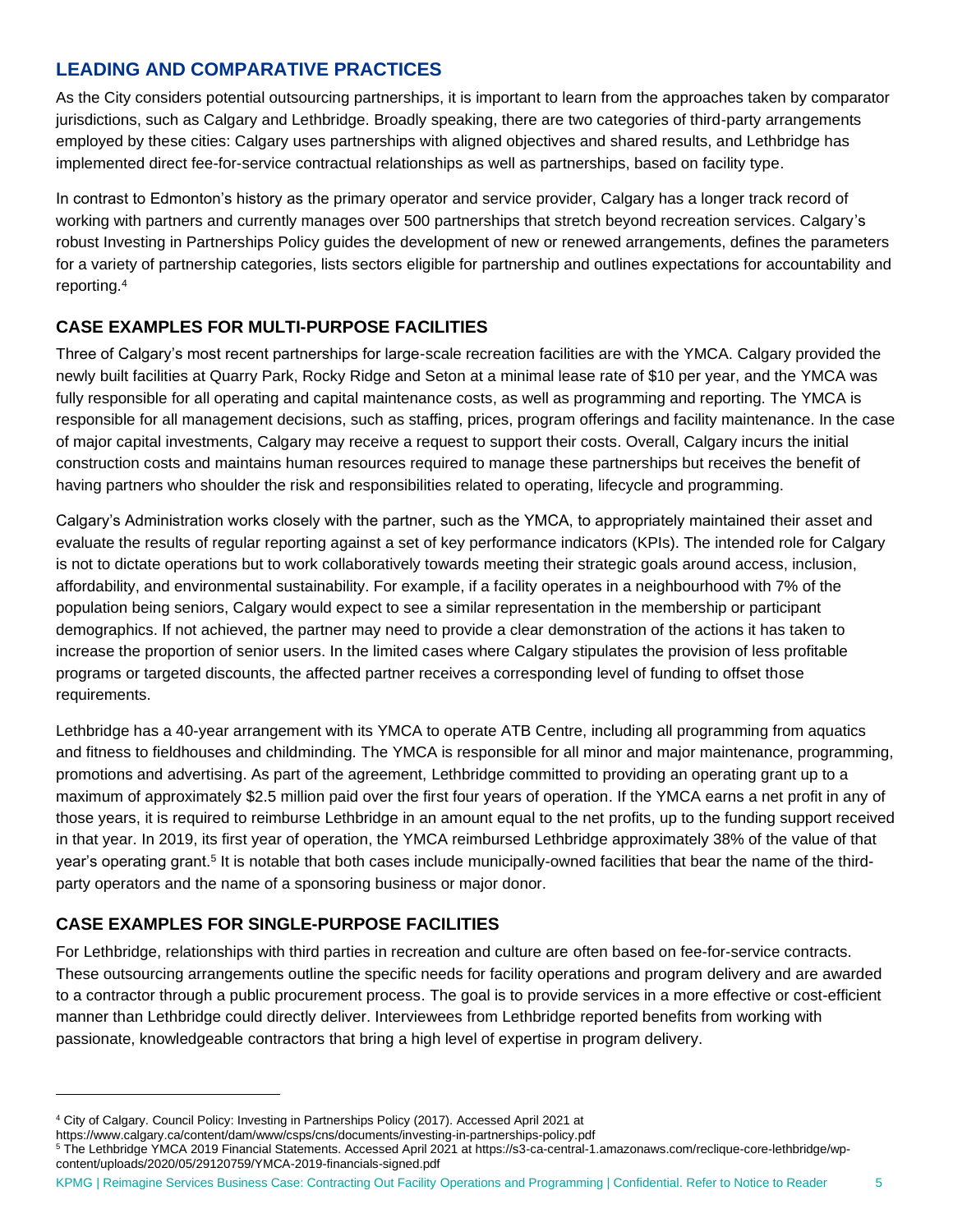## LEADING AND COMPARATIVE PRACTICES

As the City considers potential outsourcing partnerships, it is important to learn from the approaches taken by comparator jurisdictions, such as Calgary and Lethbridge. Broadly speaking, there are two categories of third-party arrangements employed by these cities: Calgary uses partnerships with aligned objectives and shared results, and Lethbridge has implemented direct fee-for-service contractual relationships as well as partnerships, based on facility type.

In contrast to Edmonton's history as the primary operator and service provider, Calgary has a longer track record of working with partners and currently manages over 500 partnerships that stretch beyond recreation services. Calgary's robust Investing in Partnerships Policy guides the development of new or renewed arrangements, defines the parameters for a variety of partnership categories, lists sectors eligible for partnership and outlines expectations for accountability and reporting.[4]

### CASE EXAMPLES FOR MULTI-PURPOSE FACILITIES

Three of Calgary's most recent partnerships for large-scale recreation facilities are with the YMCA. Calgary provided the newly built facilities at Quarry Park, Rocky Ridge and Seton at a minimal lease rate of $10 per year, and the YMCA was fully responsible for all operating and capital maintenance costs, as well as programming and reporting. The YMCA is responsible for all management decisions, such as staffing, prices, program offerings and facility maintenance. In the case of major capital investments, Calgary may receive a request to support their costs. Overall, Calgary incurs the initial construction costs and maintains human resources required to manage these partnerships but receives the benefit of having partners who shoulder the risk and responsibilities related to operating, lifecycle and programming.

Calgary's Administration works closely with the partner, such as the YMCA, to appropriately maintained their asset and evaluate the results of regular reporting against a set of key performance indicators (KPIs). The intended role for Calgary is not to dictate operations but to work collaboratively towards meeting their strategic goals around access, inclusion, affordability, and environmental sustainability. For example, if a facility operates in a neighbourhood with 7% of the population being seniors, Calgary would expect to see a similar representation in the membership or participant demographics. If not achieved, the partner may need to provide a clear demonstration of the actions it has taken to increase the proportion of senior users. In the limited cases where Calgary stipulates the provision of less profitable programs or targeted discounts, the affected partner receives a corresponding level of funding to offset those requirements.

Lethbridge has a 40-year arrangement with its YMCA to operate ATB Centre, including all programming from aquatics and fitness to fieldhouses and childminding. The YMCA is responsible for all minor and major maintenance, programming, promotions and advertising. As part of the agreement, Lethbridge committed to providing an operating grant up to a maximum of approximately $2.5 million paid over the first four years of operation. If the YMCA earns a net profit in any of those years, it is required to reimburse Lethbridge in an amount equal to the net profits, up to the funding support received in that year. In 2019, its first year of operation, the YMCA reimbursed Lethbridge approximately 38% of the value of that year's operating grant.[5] It is notable that both cases include municipally-owned facilities that bear the name of the third-party operators and the name of a sponsoring business or major donor.

### CASE EXAMPLES FOR SINGLE-PURPOSE FACILITIES

For Lethbridge, relationships with third parties in recreation and culture are often based on fee-for-service contracts. These outsourcing arrangements outline the specific needs for facility operations and program delivery and are awarded to a contractor through a public procurement process. The goal is to provide services in a more effective or cost-efficient manner than Lethbridge could directly deliver. Interviewees from Lethbridge reported benefits from working with passionate, knowledgeable contractors that bring a high level of expertise in program delivery.

---

[4] City of Calgary. Council Policy: Investing in Partnerships Policy (2017). Accessed April 2021 at https://www.calgary.ca/content/dam/www/csps/cns/documents/investing-in-partnerships-policy.pdf

[5] The Lethbridge YMCA 2019 Financial Statements. Accessed April 2021 at https://s3-ca-central-1.amazonaws.com/reclique-core-lethbridge/wp-content/uploads/2020/05/29120759/YMCA-2019-financials-signed.pdf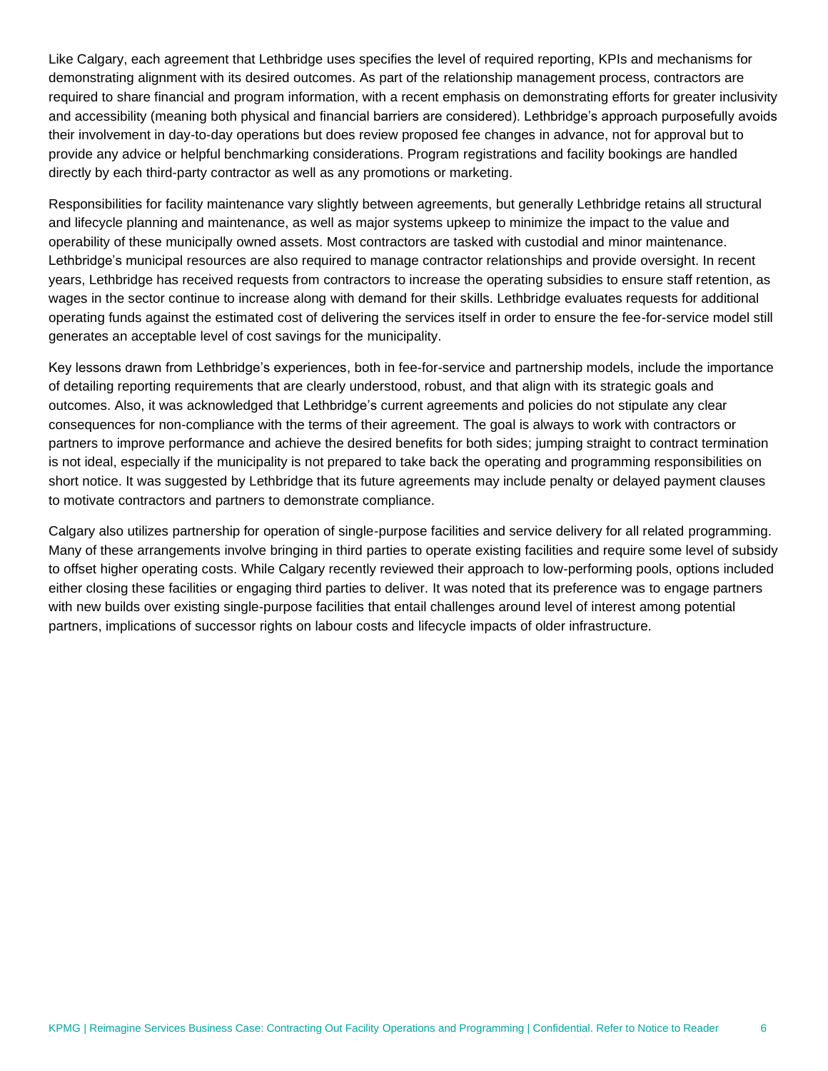Like Calgary, each agreement that Lethbridge uses specifies the level of required reporting, KPIs and mechanisms for demonstrating alignment with its desired outcomes. As part of the relationship management process, contractors are required to share financial and program information, with a recent emphasis on demonstrating efforts for greater inclusivity and accessibility (meaning both physical and financial barriers are considered). Lethbridge's approach purposefully avoids their involvement in day-to-day operations but does review proposed fee changes in advance, not for approval but to provide any advice or helpful benchmarking considerations. Program registrations and facility bookings are handled directly by each third-party contractor as well as any promotions or marketing.

Responsibilities for facility maintenance vary slightly between agreements, but generally Lethbridge retains all structural and lifecycle planning and maintenance, as well as major systems upkeep to minimize the impact to the value and operability of these municipally owned assets. Most contractors are tasked with custodial and minor maintenance. Lethbridge's municipal resources are also required to manage contractor relationships and provide oversight. In recent years, Lethbridge has received requests from contractors to increase the operating subsidies to ensure staff retention, as wages in the sector continue to increase along with demand for their skills. Lethbridge evaluates requests for additional operating funds against the estimated cost of delivering the services itself in order to ensure the fee-for-service model still generates an acceptable level of cost savings for the municipality.

Key lessons drawn from Lethbridge's experiences, both in fee-for-service and partnership models, include the importance of detailing reporting requirements that are clearly understood, robust, and that align with its strategic goals and outcomes. Also, it was acknowledged that Lethbridge's current agreements and policies do not stipulate any clear consequences for non-compliance with the terms of their agreement. The goal is always to work with contractors or partners to improve performance and achieve the desired benefits for both sides; jumping straight to contract termination is not ideal, especially if the municipality is not prepared to take back the operating and programming responsibilities on short notice. It was suggested by Lethbridge that its future agreements may include penalty or delayed payment clauses to motivate contractors and partners to demonstrate compliance.

Calgary also utilizes partnership for operation of single-purpose facilities and service delivery for all related programming. Many of these arrangements involve bringing in third parties to operate existing facilities and require some level of subsidy to offset higher operating costs. While Calgary recently reviewed their approach to low-performing pools, options included either closing these facilities or engaging third parties to deliver. It was noted that its preference was to engage partners with new builds over existing single-purpose facilities that entail challenges around level of interest among potential partners, implications of successor rights on labour costs and lifecycle impacts of older infrastructure.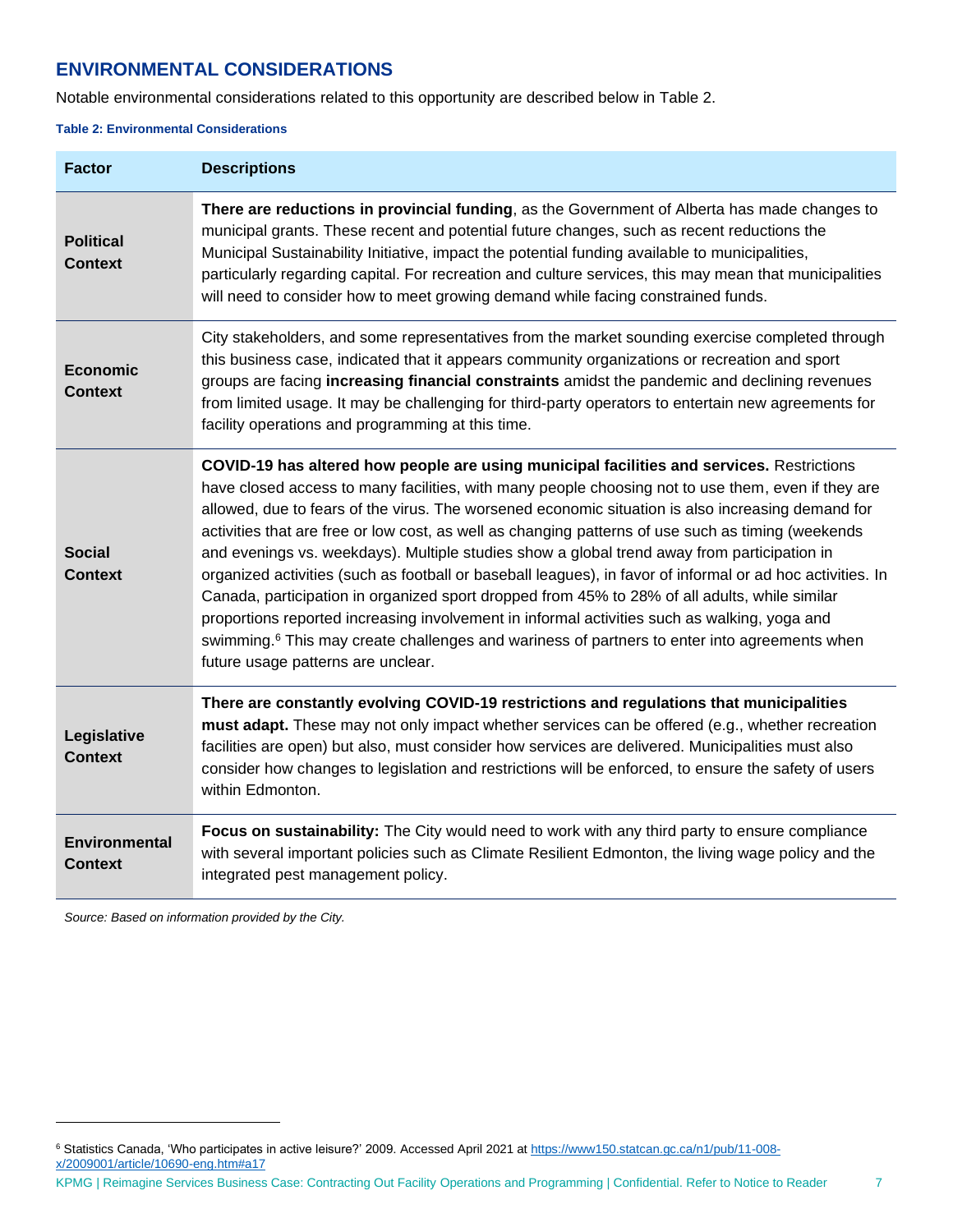## ENVIRONMENTAL CONSIDERATIONS

Notable environmental considerations related to this opportunity are described below in Table 2.

**Table 2: Environmental Considerations**

| Factor | Descriptions |
|---|---|
| **Political Context** | **There are reductions in provincial funding**, as the Government of Alberta has made changes to municipal grants. These recent and potential future changes, such as recent reductions the Municipal Sustainability Initiative, impact the potential funding available to municipalities, particularly regarding capital. For recreation and culture services, this may mean that municipalities will need to consider how to meet growing demand while facing constrained funds. |
| **Economic Context** | City stakeholders, and some representatives from the market sounding exercise completed through this business case, indicated that it appears community organizations or recreation and sport groups are facing **increasing financial constraints** amidst the pandemic and declining revenues from limited usage. It may be challenging for third-party operators to entertain new agreements for facility operations and programming at this time. |
| **Social Context** | **COVID-19 has altered how people are using municipal facilities and services.** Restrictions have closed access to many facilities, with many people choosing not to use them, even if they are allowed, due to fears of the virus. The worsened economic situation is also increasing demand for activities that are free or low cost, as well as changing patterns of use such as timing (weekends and evenings vs. weekdays). Multiple studies show a global trend away from participation in organized activities (such as football or baseball leagues), in favor of informal or ad hoc activities. In Canada, participation in organized sport dropped from 45% to 28% of all adults, while similar proportions reported increasing involvement in informal activities such as walking, yoga and swimming.[6] This may create challenges and wariness of partners to enter into agreements when future usage patterns are unclear. |
| **Legislative Context** | **There are constantly evolving COVID-19 restrictions and regulations that municipalities must adapt.** These may not only impact whether services can be offered (e.g., whether recreation facilities are open) but also, must consider how services are delivered. Municipalities must also consider how changes to legislation and restrictions will be enforced, to ensure the safety of users within Edmonton. |
| **Environmental Context** | **Focus on sustainability:** The City would need to work with any third party to ensure compliance with several important policies such as Climate Resilient Edmonton, the living wage policy and the integrated pest management policy. |

*Source: Based on information provided by the City.*

[6] Statistics Canada, 'Who participates in active leisure?' 2009. Accessed April 2021 at https://www150.statcan.gc.ca/n1/pub/11-008-x/2009001/article/10690-eng.htm#a17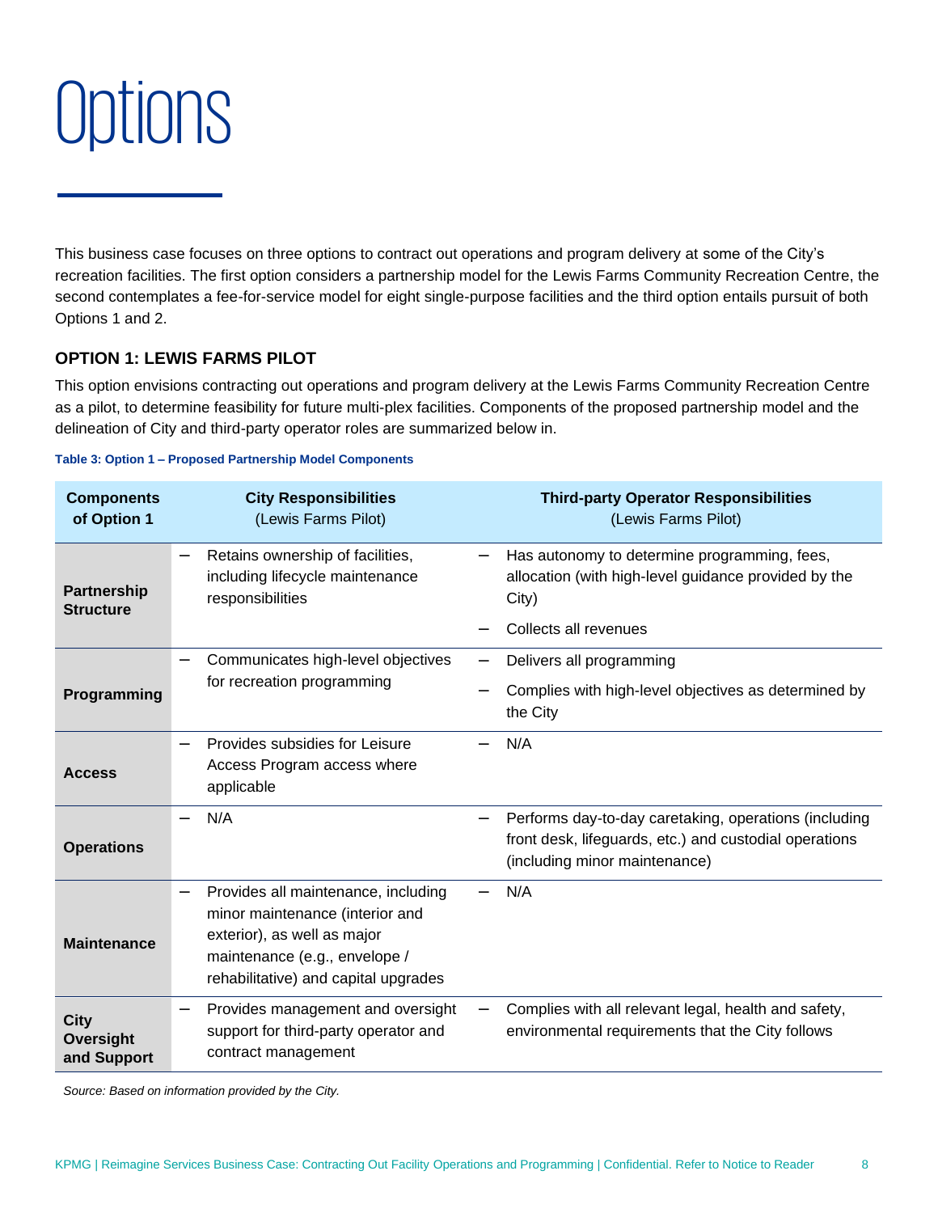# Options

This business case focuses on three options to contract out operations and program delivery at some of the City's recreation facilities. The first option considers a partnership model for the Lewis Farms Community Recreation Centre, the second contemplates a fee-for-service model for eight single-purpose facilities and the third option entails pursuit of both Options 1 and 2.

### OPTION 1: LEWIS FARMS PILOT

This option envisions contracting out operations and program delivery at the Lewis Farms Community Recreation Centre as a pilot, to determine feasibility for future multi-plex facilities. Components of the proposed partnership model and the delineation of City and third-party operator roles are summarized below in.

**Table 3: Option 1 – Proposed Partnership Model Components**

| Components of Option 1 | City Responsibilities (Lewis Farms Pilot) | Third-party Operator Responsibilities (Lewis Farms Pilot) |
|---|---|---|
| **Partnership Structure** | – Retains ownership of facilities, including lifecycle maintenance responsibilities | – Has autonomy to determine programming, fees, allocation (with high-level guidance provided by the City)<br>– Collects all revenues |
| **Programming** | – Communicates high-level objectives for recreation programming | – Delivers all programming<br>– Complies with high-level objectives as determined by the City |
| **Access** | – Provides subsidies for Leisure Access Program access where applicable | – N/A |
| **Operations** | – N/A | – Performs day-to-day caretaking, operations (including front desk, lifeguards, etc.) and custodial operations (including minor maintenance) |
| **Maintenance** | – Provides all maintenance, including minor maintenance (interior and exterior), as well as major maintenance (e.g., envelope / rehabilitative) and capital upgrades | – N/A |
| **City Oversight and Support** | – Provides management and oversight support for third-party operator and contract management | – Complies with all relevant legal, health and safety, environmental requirements that the City follows |

*Source: Based on information provided by the City.*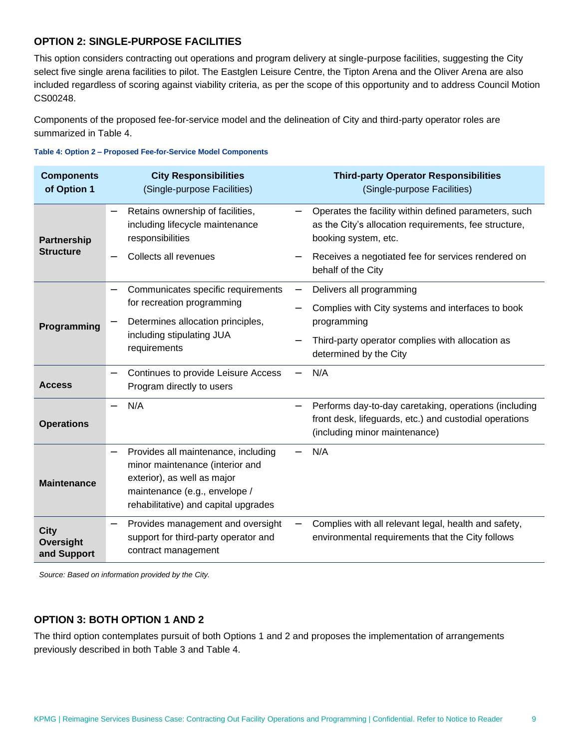### OPTION 2: SINGLE-PURPOSE FACILITIES

This option considers contracting out operations and program delivery at single-purpose facilities, suggesting the City select five single arena facilities to pilot. The Eastglen Leisure Centre, the Tipton Arena and the Oliver Arena are also included regardless of scoring against viability criteria, as per the scope of this opportunity and to address Council Motion CS00248.

Components of the proposed fee-for-service model and the delineation of City and third-party operator roles are summarized in Table 4.

**Table 4: Option 2 – Proposed Fee-for-Service Model Components**

| Components of Option 1 | City Responsibilities (Single-purpose Facilities) | Third-party Operator Responsibilities (Single-purpose Facilities) |
|---|---|---|
| **Partnership Structure** | – Retains ownership of facilities, including lifecycle maintenance responsibilities<br>– Collects all revenues | – Operates the facility within defined parameters, such as the City's allocation requirements, fee structure, booking system, etc.<br>– Receives a negotiated fee for services rendered on behalf of the City |
| **Programming** | – Communicates specific requirements for recreation programming<br>– Determines allocation principles, including stipulating JUA requirements | – Delivers all programming<br>– Complies with City systems and interfaces to book programming<br>– Third-party operator complies with allocation as determined by the City |
| **Access** | – Continues to provide Leisure Access Program directly to users | – N/A |
| **Operations** | – N/A | – Performs day-to-day caretaking, operations (including front desk, lifeguards, etc.) and custodial operations (including minor maintenance) |
| **Maintenance** | – Provides all maintenance, including minor maintenance (interior and exterior), as well as major maintenance (e.g., envelope / rehabilitative) and capital upgrades | – N/A |
| **City Oversight and Support** | – Provides management and oversight support for third-party operator and contract management | – Complies with all relevant legal, health and safety, environmental requirements that the City follows |

*Source: Based on information provided by the City.*

### OPTION 3: BOTH OPTION 1 AND 2

The third option contemplates pursuit of both Options 1 and 2 and proposes the implementation of arrangements previously described in both Table 3 and Table 4.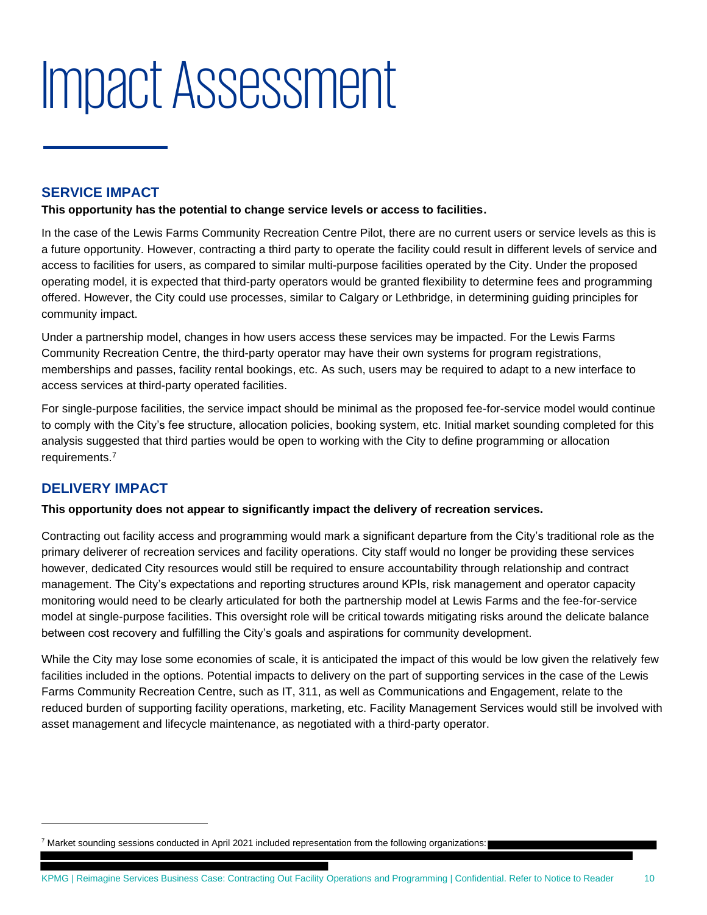# Impact Assessment

## SERVICE IMPACT

**This opportunity has the potential to change service levels or access to facilities.**

In the case of the Lewis Farms Community Recreation Centre Pilot, there are no current users or service levels as this is a future opportunity. However, contracting a third party to operate the facility could result in different levels of service and access to facilities for users, as compared to similar multi-purpose facilities operated by the City. Under the proposed operating model, it is expected that third-party operators would be granted flexibility to determine fees and programming offered. However, the City could use processes, similar to Calgary or Lethbridge, in determining guiding principles for community impact.

Under a partnership model, changes in how users access these services may be impacted. For the Lewis Farms Community Recreation Centre, the third-party operator may have their own systems for program registrations, memberships and passes, facility rental bookings, etc. As such, users may be required to adapt to a new interface to access services at third-party operated facilities.

For single-purpose facilities, the service impact should be minimal as the proposed fee-for-service model would continue to comply with the City's fee structure, allocation policies, booking system, etc. Initial market sounding completed for this analysis suggested that third parties would be open to working with the City to define programming or allocation requirements.[7]

## DELIVERY IMPACT

**This opportunity does not appear to significantly impact the delivery of recreation services.**

Contracting out facility access and programming would mark a significant departure from the City's traditional role as the primary deliverer of recreation services and facility operations. City staff would no longer be providing these services however, dedicated City resources would still be required to ensure accountability through relationship and contract management. The City's expectations and reporting structures around KPIs, risk management and operator capacity monitoring would need to be clearly articulated for both the partnership model at Lewis Farms and the fee-for-service model at single-purpose facilities. This oversight role will be critical towards mitigating risks around the delicate balance between cost recovery and fulfilling the City's goals and aspirations for community development.

While the City may lose some economies of scale, it is anticipated the impact of this would be low given the relatively few facilities included in the options. Potential impacts to delivery on the part of supporting services in the case of the Lewis Farms Community Recreation Centre, such as IT, 311, as well as Communications and Engagement, relate to the reduced burden of supporting facility operations, marketing, etc. Facility Management Services would still be involved with asset management and lifecycle maintenance, as negotiated with a third-party operator.

[7] Market sounding sessions conducted in April 2021 included representation from the following organizations: [redacted]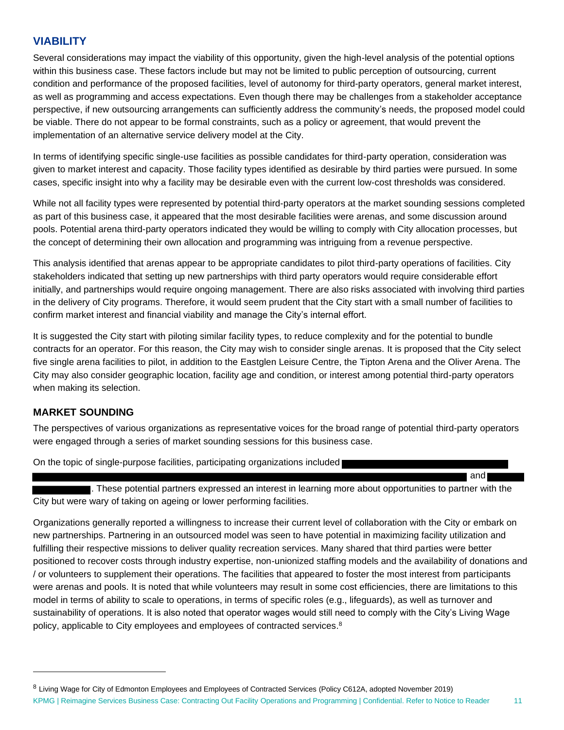## VIABILITY

Several considerations may impact the viability of this opportunity, given the high-level analysis of the potential options within this business case. These factors include but may not be limited to public perception of outsourcing, current condition and performance of the proposed facilities, level of autonomy for third-party operators, general market interest, as well as programming and access expectations. Even though there may be challenges from a stakeholder acceptance perspective, if new outsourcing arrangements can sufficiently address the community's needs, the proposed model could be viable. There do not appear to be formal constraints, such as a policy or agreement, that would prevent the implementation of an alternative service delivery model at the City.

In terms of identifying specific single-use facilities as possible candidates for third-party operation, consideration was given to market interest and capacity. Those facility types identified as desirable by third parties were pursued. In some cases, specific insight into why a facility may be desirable even with the current low-cost thresholds was considered.

While not all facility types were represented by potential third-party operators at the market sounding sessions completed as part of this business case, it appeared that the most desirable facilities were arenas, and some discussion around pools. Potential arena third-party operators indicated they would be willing to comply with City allocation processes, but the concept of determining their own allocation and programming was intriguing from a revenue perspective.

This analysis identified that arenas appear to be appropriate candidates to pilot third-party operations of facilities. City stakeholders indicated that setting up new partnerships with third party operators would require considerable effort initially, and partnerships would require ongoing management. There are also risks associated with involving third parties in the delivery of City programs. Therefore, it would seem prudent that the City start with a small number of facilities to confirm market interest and financial viability and manage the City's internal effort.

It is suggested the City start with piloting similar facility types, to reduce complexity and for the potential to bundle contracts for an operator. For this reason, the City may wish to consider single arenas. It is proposed that the City select five single arena facilities to pilot, in addition to the Eastglen Leisure Centre, the Tipton Arena and the Oliver Arena. The City may also consider geographic location, facility age and condition, or interest among potential third-party operators when making its selection.

### MARKET SOUNDING

The perspectives of various organizations as representative voices for the broad range of potential third-party operators were engaged through a series of market sounding sessions for this business case.

On the topic of single-purpose facilities, participating organizations included [REDACTED] and [REDACTED]. These potential partners expressed an interest in learning more about opportunities to partner with the City but were wary of taking on ageing or lower performing facilities.

Organizations generally reported a willingness to increase their current level of collaboration with the City or embark on new partnerships. Partnering in an outsourced model was seen to have potential in maximizing facility utilization and fulfilling their respective missions to deliver quality recreation services. Many shared that third parties were better positioned to recover costs through industry expertise, non-unionized staffing models and the availability of donations and / or volunteers to supplement their operations. The facilities that appeared to foster the most interest from participants were arenas and pools. It is noted that while volunteers may result in some cost efficiencies, there are limitations to this model in terms of ability to scale to operations, in terms of specific roles (e.g., lifeguards), as well as turnover and sustainability of operations. It is also noted that operator wages would still need to comply with the City's Living Wage policy, applicable to City employees and employees of contracted services.[8]

---

[8] Living Wage for City of Edmonton Employees and Employees of Contracted Services (Policy C612A, adopted November 2019)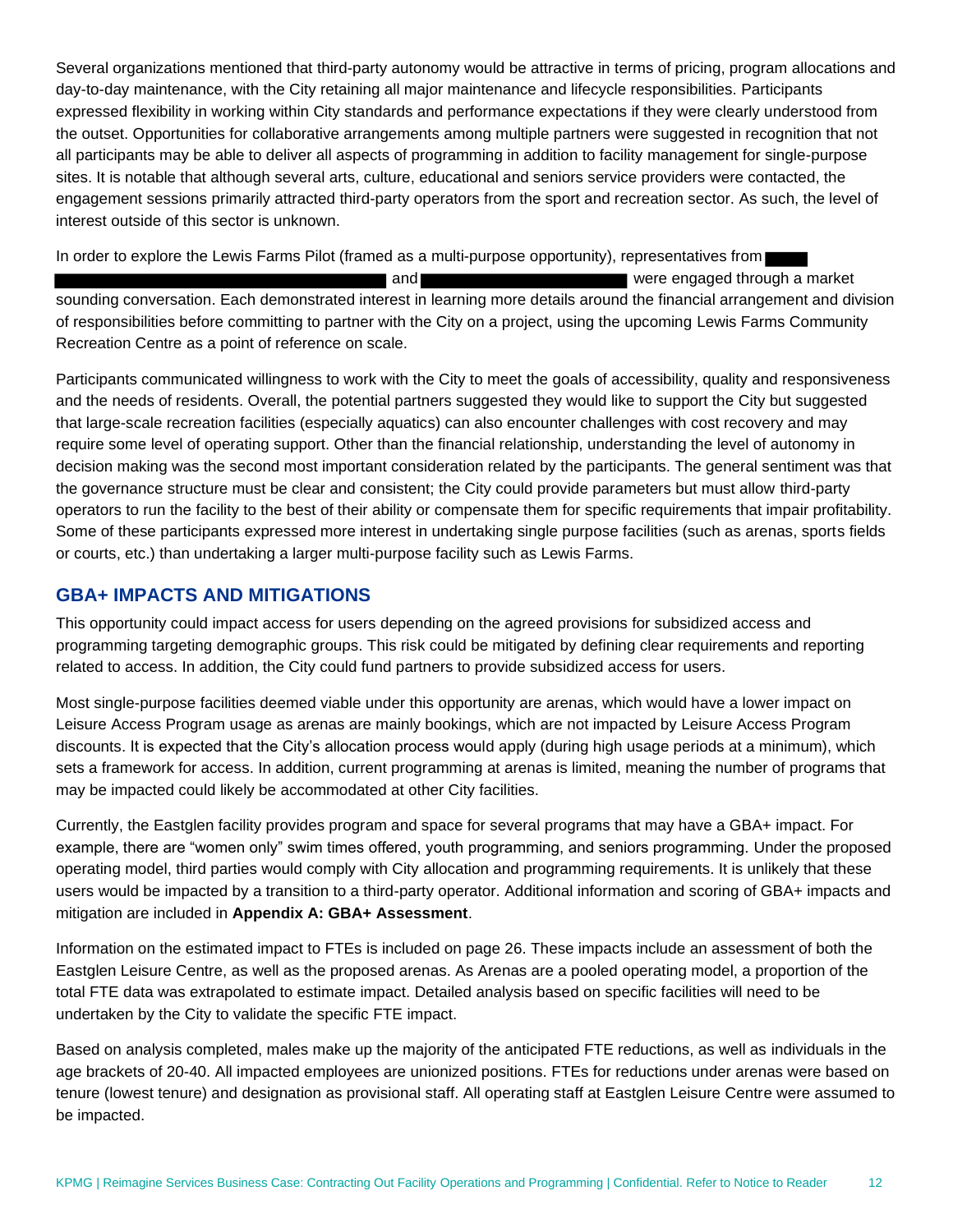Several organizations mentioned that third-party autonomy would be attractive in terms of pricing, program allocations and day-to-day maintenance, with the City retaining all major maintenance and lifecycle responsibilities. Participants expressed flexibility in working within City standards and performance expectations if they were clearly understood from the outset. Opportunities for collaborative arrangements among multiple partners were suggested in recognition that not all participants may be able to deliver all aspects of programming in addition to facility management for single-purpose sites. It is notable that although several arts, culture, educational and seniors service providers were contacted, the engagement sessions primarily attracted third-party operators from the sport and recreation sector. As such, the level of interest outside of this sector is unknown.

In order to explore the Lewis Farms Pilot (framed as a multi-purpose opportunity), representatives from ████ ████████████████████████ and ██████████████ were engaged through a market sounding conversation. Each demonstrated interest in learning more details around the financial arrangement and division of responsibilities before committing to partner with the City on a project, using the upcoming Lewis Farms Community Recreation Centre as a point of reference on scale.

Participants communicated willingness to work with the City to meet the goals of accessibility, quality and responsiveness and the needs of residents. Overall, the potential partners suggested they would like to support the City but suggested that large-scale recreation facilities (especially aquatics) can also encounter challenges with cost recovery and may require some level of operating support. Other than the financial relationship, understanding the level of autonomy in decision making was the second most important consideration related by the participants. The general sentiment was that the governance structure must be clear and consistent; the City could provide parameters but must allow third-party operators to run the facility to the best of their ability or compensate them for specific requirements that impair profitability. Some of these participants expressed more interest in undertaking single purpose facilities (such as arenas, sports fields or courts, etc.) than undertaking a larger multi-purpose facility such as Lewis Farms.

## GBA+ IMPACTS AND MITIGATIONS

This opportunity could impact access for users depending on the agreed provisions for subsidized access and programming targeting demographic groups. This risk could be mitigated by defining clear requirements and reporting related to access. In addition, the City could fund partners to provide subsidized access for users.

Most single-purpose facilities deemed viable under this opportunity are arenas, which would have a lower impact on Leisure Access Program usage as arenas are mainly bookings, which are not impacted by Leisure Access Program discounts. It is expected that the City's allocation process would apply (during high usage periods at a minimum), which sets a framework for access. In addition, current programming at arenas is limited, meaning the number of programs that may be impacted could likely be accommodated at other City facilities.

Currently, the Eastglen facility provides program and space for several programs that may have a GBA+ impact. For example, there are "women only" swim times offered, youth programming, and seniors programming. Under the proposed operating model, third parties would comply with City allocation and programming requirements. It is unlikely that these users would be impacted by a transition to a third-party operator. Additional information and scoring of GBA+ impacts and mitigation are included in **Appendix A: GBA+ Assessment**.

Information on the estimated impact to FTEs is included on page 26. These impacts include an assessment of both the Eastglen Leisure Centre, as well as the proposed arenas. As Arenas are a pooled operating model, a proportion of the total FTE data was extrapolated to estimate impact. Detailed analysis based on specific facilities will need to be undertaken by the City to validate the specific FTE impact.

Based on analysis completed, males make up the majority of the anticipated FTE reductions, as well as individuals in the age brackets of 20-40. All impacted employees are unionized positions. FTEs for reductions under arenas were based on tenure (lowest tenure) and designation as provisional staff. All operating staff at Eastglen Leisure Centre were assumed to be impacted.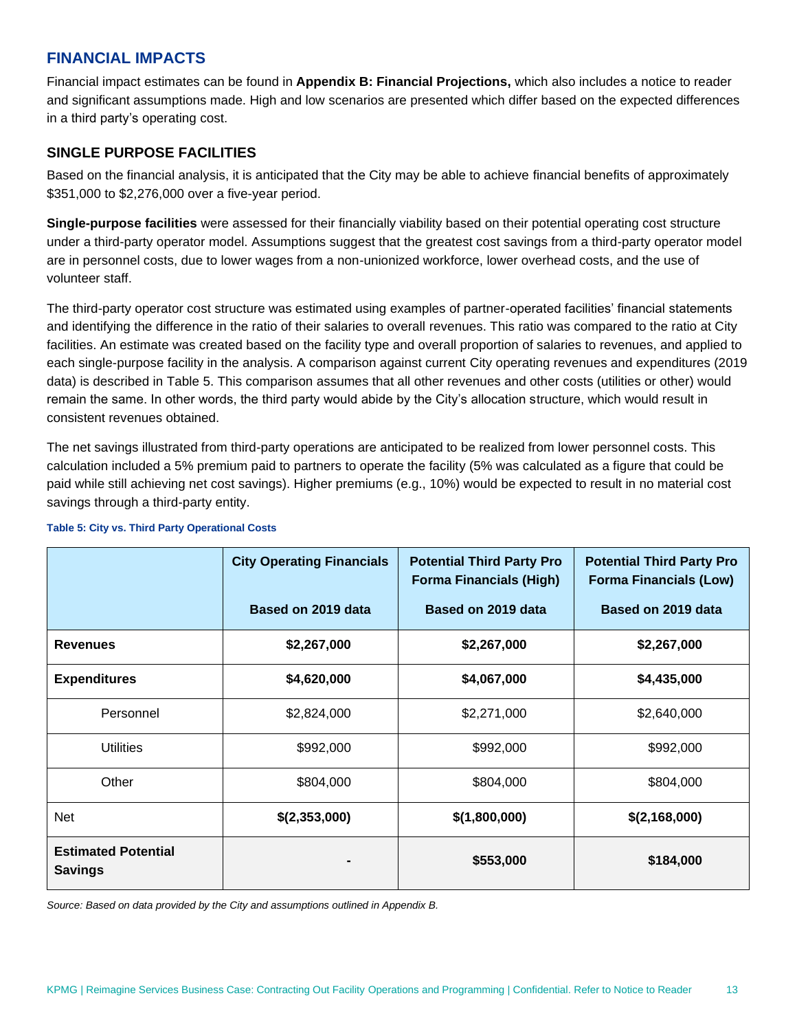## FINANCIAL IMPACTS

Financial impact estimates can be found in **Appendix B: Financial Projections,** which also includes a notice to reader and significant assumptions made. High and low scenarios are presented which differ based on the expected differences in a third party's operating cost.

### SINGLE PURPOSE FACILITIES

Based on the financial analysis, it is anticipated that the City may be able to achieve financial benefits of approximately $351,000 to $2,276,000 over a five-year period.

**Single-purpose facilities** were assessed for their financially viability based on their potential operating cost structure under a third-party operator model. Assumptions suggest that the greatest cost savings from a third-party operator model are in personnel costs, due to lower wages from a non-unionized workforce, lower overhead costs, and the use of volunteer staff.

The third-party operator cost structure was estimated using examples of partner-operated facilities' financial statements and identifying the difference in the ratio of their salaries to overall revenues. This ratio was compared to the ratio at City facilities. An estimate was created based on the facility type and overall proportion of salaries to revenues, and applied to each single-purpose facility in the analysis. A comparison against current City operating revenues and expenditures (2019 data) is described in Table 5. This comparison assumes that all other revenues and other costs (utilities or other) would remain the same. In other words, the third party would abide by the City's allocation structure, which would result in consistent revenues obtained.

The net savings illustrated from third-party operations are anticipated to be realized from lower personnel costs. This calculation included a 5% premium paid to partners to operate the facility (5% was calculated as a figure that could be paid while still achieving net cost savings). Higher premiums (e.g., 10%) would be expected to result in no material cost savings through a third-party entity.

**Table 5: City vs. Third Party Operational Costs**

| | **City Operating Financials** Based on 2019 data | **Potential Third Party Pro Forma Financials (High)** Based on 2019 data | **Potential Third Party Pro Forma Financials (Low)** Based on 2019 data |
|---|---|---|---|
| **Revenues** | **$2,267,000** | **$2,267,000** | **$2,267,000** |
| **Expenditures** | **$4,620,000** | **$4,067,000** | **$4,435,000** |
| Personnel | $2,824,000 | $2,271,000 | $2,640,000 |
| Utilities | $992,000 | $992,000 | $992,000 |
| Other | $804,000 | $804,000 | $804,000 |
| Net | **$(2,353,000)** | **$(1,800,000)** | **$(2,168,000)** |
| **Estimated Potential Savings** | **-** | **$553,000** | **$184,000** |

*Source: Based on data provided by the City and assumptions outlined in Appendix B.*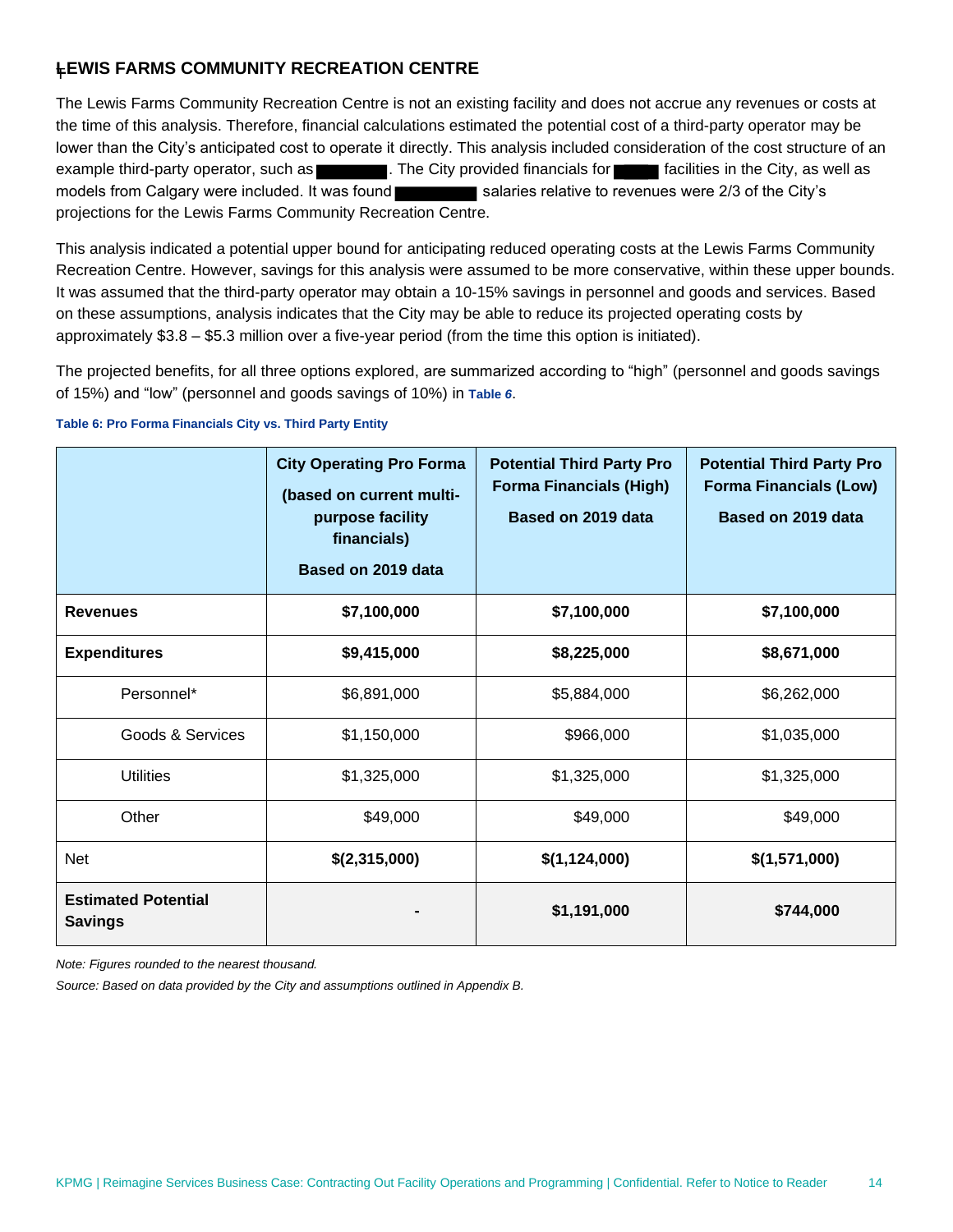## LEWIS FARMS COMMUNITY RECREATION CENTRE

The Lewis Farms Community Recreation Centre is not an existing facility and does not accrue any revenues or costs at the time of this analysis. Therefore, financial calculations estimated the potential cost of a third-party operator may be lower than the City's anticipated cost to operate it directly. This analysis included consideration of the cost structure of an example third-party operator, such as ████████. The City provided financials for █████ facilities in the City, as well as models from Calgary were included. It was found ██████████ salaries relative to revenues were 2/3 of the City's projections for the Lewis Farms Community Recreation Centre.

This analysis indicated a potential upper bound for anticipating reduced operating costs at the Lewis Farms Community Recreation Centre. However, savings for this analysis were assumed to be more conservative, within these upper bounds. It was assumed that the third-party operator may obtain a 10-15% savings in personnel and goods and services. Based on these assumptions, analysis indicates that the City may be able to reduce its projected operating costs by approximately $3.8 – $5.3 million over a five-year period (from the time this option is initiated).

The projected benefits, for all three options explored, are summarized according to "high" (personnel and goods savings of 15%) and "low" (personnel and goods savings of 10%) in **Table 6**.

**Table 6: Pro Forma Financials City vs. Third Party Entity**

| | City Operating Pro Forma (based on current multi-purpose facility financials) Based on 2019 data | Potential Third Party Pro Forma Financials (High) Based on 2019 data | Potential Third Party Pro Forma Financials (Low) Based on 2019 data |
|---|---|---|---|
| **Revenues** | **$7,100,000** | **$7,100,000** | **$7,100,000** |
| **Expenditures** | **$9,415,000** | **$8,225,000** | **$8,671,000** |
| Personnel* | $6,891,000 | $5,884,000 | $6,262,000 |
| Goods & Services | $1,150,000 | $966,000 | $1,035,000 |
| Utilities | $1,325,000 | $1,325,000 | $1,325,000 |
| Other | $49,000 | $49,000 | $49,000 |
| Net | **$(2,315,000)** | **$(1,124,000)** | **$(1,571,000)** |
| **Estimated Potential Savings** | **-** | **$1,191,000** | **$744,000** |

*Note: Figures rounded to the nearest thousand.*

*Source: Based on data provided by the City and assumptions outlined in Appendix B.*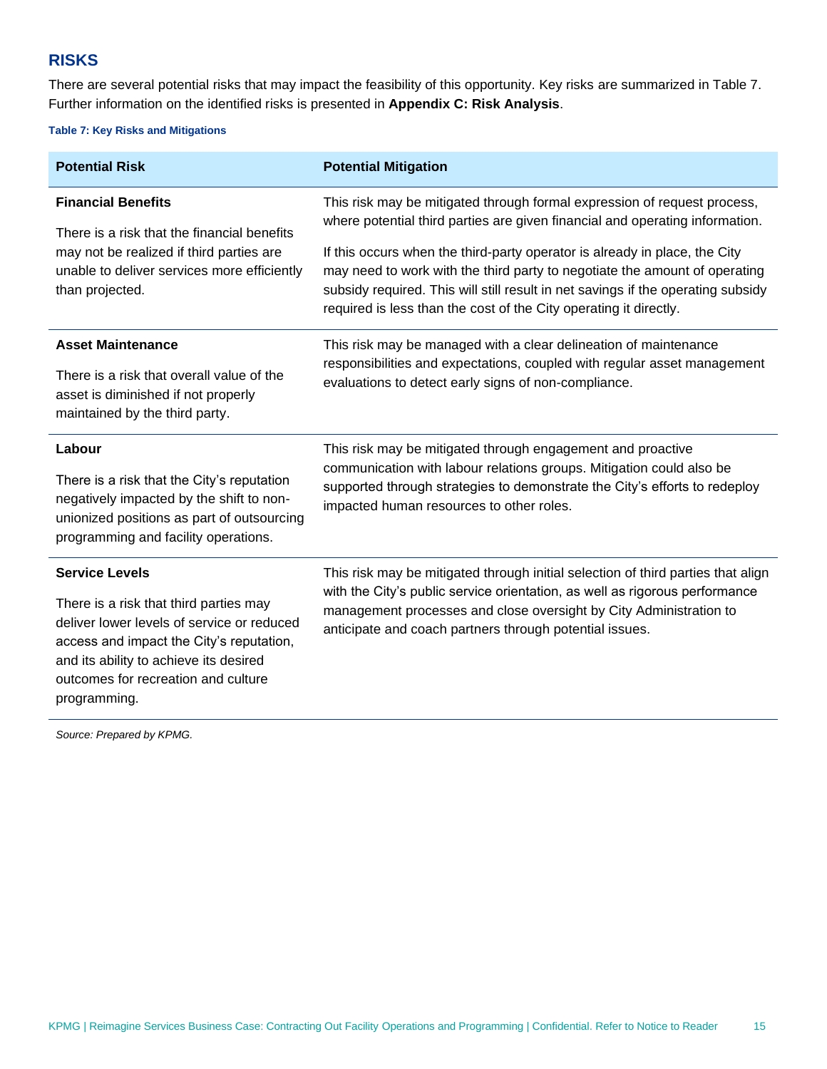## RISKS

There are several potential risks that may impact the feasibility of this opportunity. Key risks are summarized in Table 7. Further information on the identified risks is presented in **Appendix C: Risk Analysis**.

**Table 7: Key Risks and Mitigations**

| Potential Risk | Potential Mitigation |
|---|---|
| **Financial Benefits**<br><br>There is a risk that the financial benefits may not be realized if third parties are unable to deliver services more efficiently than projected. | This risk may be mitigated through formal expression of request process, where potential third parties are given financial and operating information.<br><br>If this occurs when the third-party operator is already in place, the City may need to work with the third party to negotiate the amount of operating subsidy required. This will still result in net savings if the operating subsidy required is less than the cost of the City operating it directly. |
| **Asset Maintenance**<br><br>There is a risk that overall value of the asset is diminished if not properly maintained by the third party. | This risk may be managed with a clear delineation of maintenance responsibilities and expectations, coupled with regular asset management evaluations to detect early signs of non-compliance. |
| **Labour**<br><br>There is a risk that the City's reputation negatively impacted by the shift to non-unionized positions as part of outsourcing programming and facility operations. | This risk may be mitigated through engagement and proactive communication with labour relations groups. Mitigation could also be supported through strategies to demonstrate the City's efforts to redeploy impacted human resources to other roles. |
| **Service Levels**<br><br>There is a risk that third parties may deliver lower levels of service or reduced access and impact the City's reputation, and its ability to achieve its desired outcomes for recreation and culture programming. | This risk may be mitigated through initial selection of third parties that align with the City's public service orientation, as well as rigorous performance management processes and close oversight by City Administration to anticipate and coach partners through potential issues. |

*Source: Prepared by KPMG.*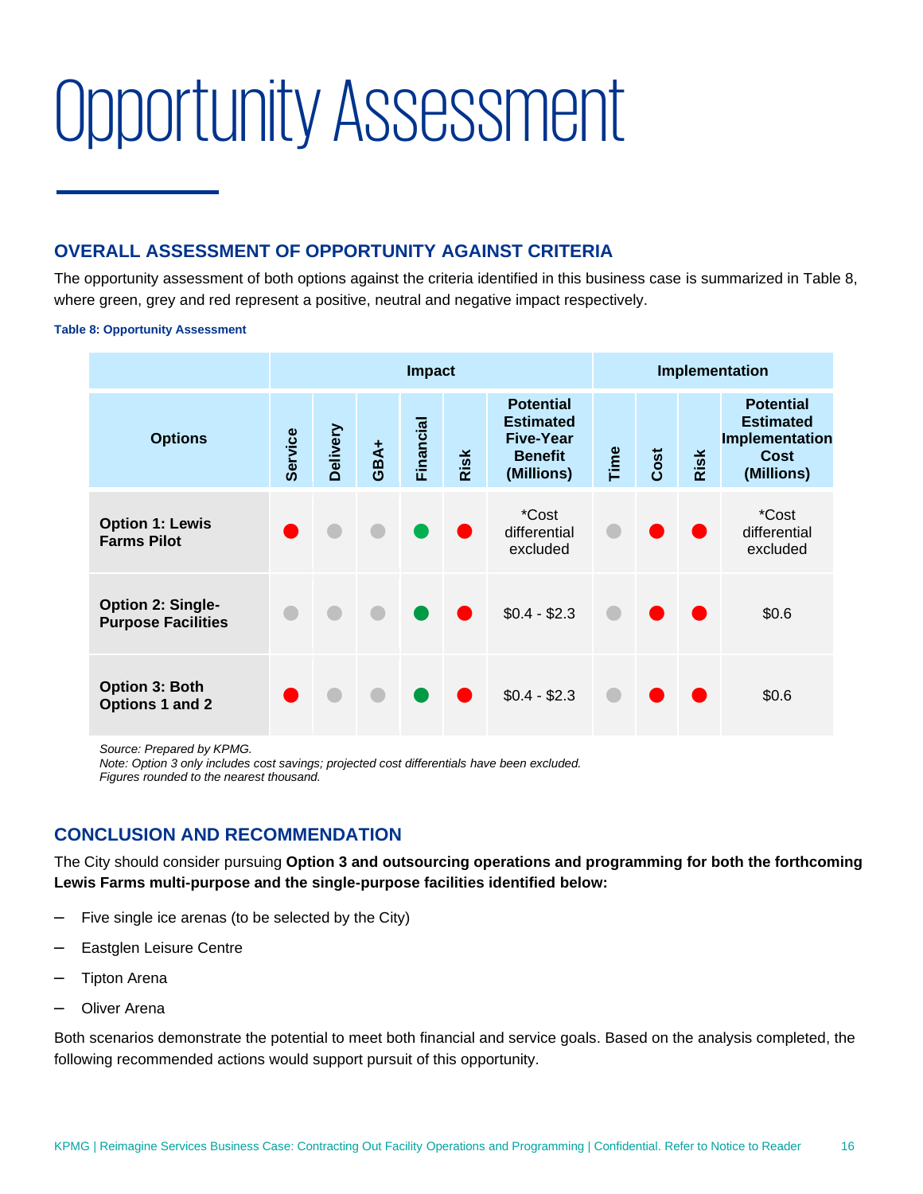# Opportunity Assessment

## OVERALL ASSESSMENT OF OPPORTUNITY AGAINST CRITERIA

The opportunity assessment of both options against the criteria identified in this business case is summarized in Table 8, where green, grey and red represent a positive, neutral and negative impact respectively.

**Table 8: Opportunity Assessment**

| | Impact | | | | | | Implementation | | | |
|---|---|---|---|---|---|---|---|---|---|---|
| **Options** | **Service** | **Delivery** | **GBA+** | **Financial** | **Risk** | **Potential Estimated Five-Year Benefit (Millions)** | **Time** | **Cost** | **Risk** | **Potential Estimated Implementation Cost (Millions)** |
| **Option 1: Lewis Farms Pilot** | Red | Grey | Grey | Green | Red | *Cost differential excluded | Grey | Red | Red | *Cost differential excluded |
| **Option 2: Single-Purpose Facilities** | Grey | Grey | Grey | Green | Red | $0.4 - $2.3 | Grey | Red | Red | $0.6 |
| **Option 3: Both Options 1 and 2** | Red | Grey | Grey | Green | Red | $0.4 - $2.3 | Grey | Red | Red | $0.6 |

*Source: Prepared by KPMG.*
*Note: Option 3 only includes cost savings; projected cost differentials have been excluded.*
*Figures rounded to the nearest thousand.*

## CONCLUSION AND RECOMMENDATION

The City should consider pursuing **Option 3 and outsourcing operations and programming for both the forthcoming Lewis Farms multi-purpose and the single-purpose facilities identified below:**

- Five single ice arenas (to be selected by the City)
- Eastglen Leisure Centre
- Tipton Arena
- Oliver Arena

Both scenarios demonstrate the potential to meet both financial and service goals. Based on the analysis completed, the following recommended actions would support pursuit of this opportunity.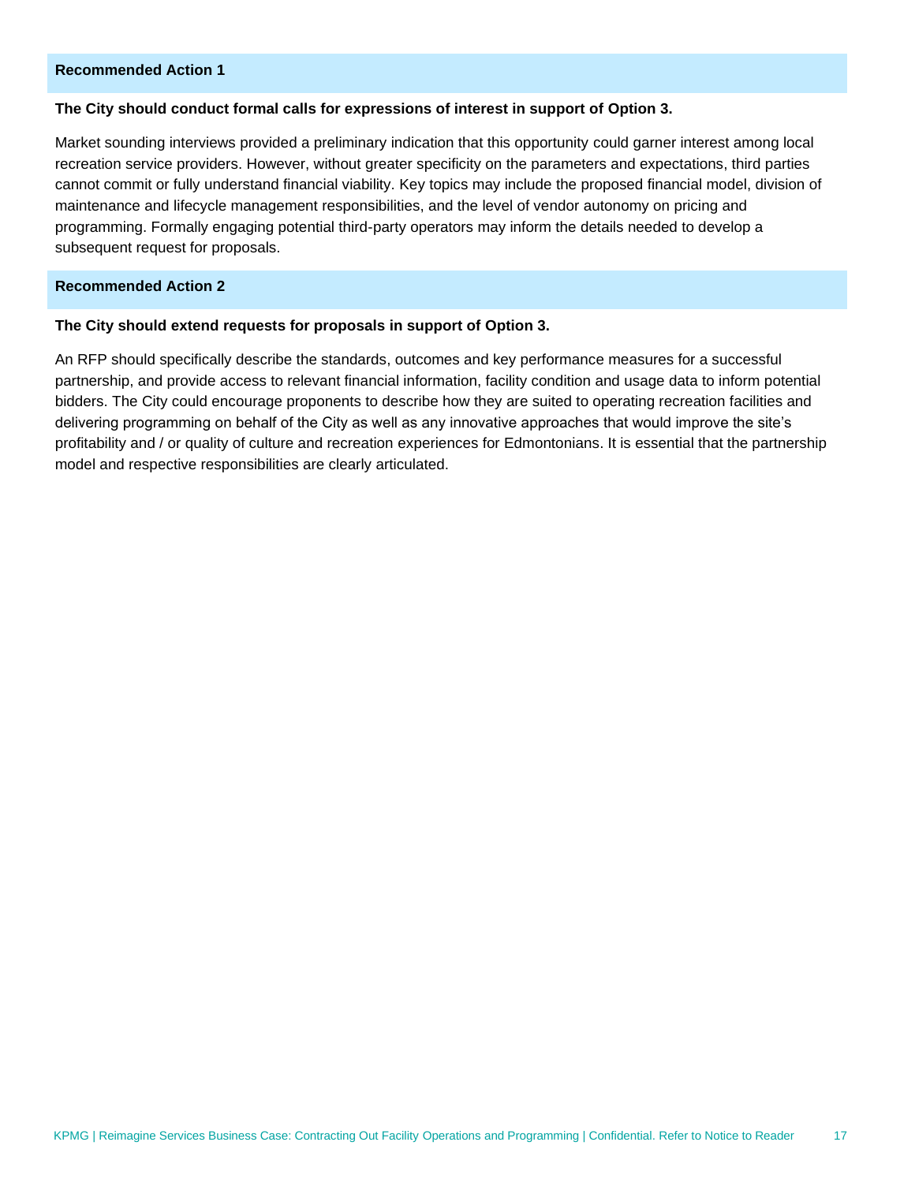### Recommended Action 1

**The City should conduct formal calls for expressions of interest in support of Option 3.**

Market sounding interviews provided a preliminary indication that this opportunity could garner interest among local recreation service providers. However, without greater specificity on the parameters and expectations, third parties cannot commit or fully understand financial viability. Key topics may include the proposed financial model, division of maintenance and lifecycle management responsibilities, and the level of vendor autonomy on pricing and programming. Formally engaging potential third-party operators may inform the details needed to develop a subsequent request for proposals.

### Recommended Action 2

**The City should extend requests for proposals in support of Option 3.**

An RFP should specifically describe the standards, outcomes and key performance measures for a successful partnership, and provide access to relevant financial information, facility condition and usage data to inform potential bidders. The City could encourage proponents to describe how they are suited to operating recreation facilities and delivering programming on behalf of the City as well as any innovative approaches that would improve the site's profitability and / or quality of culture and recreation experiences for Edmontonians. It is essential that the partnership model and respective responsibilities are clearly articulated.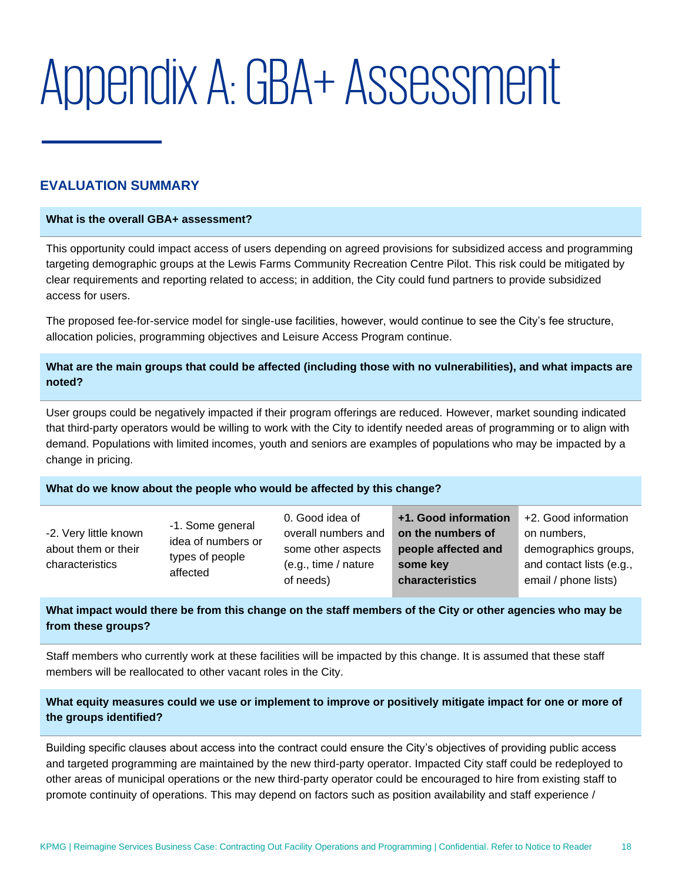# Appendix A: GBA+ Assessment

## EVALUATION SUMMARY

**What is the overall GBA+ assessment?**

This opportunity could impact access of users depending on agreed provisions for subsidized access and programming targeting demographic groups at the Lewis Farms Community Recreation Centre Pilot. This risk could be mitigated by clear requirements and reporting related to access; in addition, the City could fund partners to provide subsidized access for users.

The proposed fee-for-service model for single-use facilities, however, would continue to see the City's fee structure, allocation policies, programming objectives and Leisure Access Program continue.

**What are the main groups that could be affected (including those with no vulnerabilities), and what impacts are noted?**

User groups could be negatively impacted if their program offerings are reduced. However, market sounding indicated that third-party operators would be willing to work with the City to identify needed areas of programming or to align with demand. Populations with limited incomes, youth and seniors are examples of populations who may be impacted by a change in pricing.

**What do we know about the people who would be affected by this change?**

| -2. Very little known about them or their characteristics | -1. Some general idea of numbers or types of people affected | 0. Good idea of overall numbers and some other aspects (e.g., time / nature of needs) | **+1. Good information on the numbers of people affected and some key characteristics** | +2. Good information on numbers, demographics groups, and contact lists (e.g., email / phone lists) |
|---|---|---|---|---|

**What impact would there be from this change on the staff members of the City or other agencies who may be from these groups?**

Staff members who currently work at these facilities will be impacted by this change. It is assumed that these staff members will be reallocated to other vacant roles in the City.

**What equity measures could we use or implement to improve or positively mitigate impact for one or more of the groups identified?**

Building specific clauses about access into the contract could ensure the City's objectives of providing public access and targeted programming are maintained by the new third-party operator. Impacted City staff could be redeployed to other areas of municipal operations or the new third-party operator could be encouraged to hire from existing staff to promote continuity of operations. This may depend on factors such as position availability and staff experience /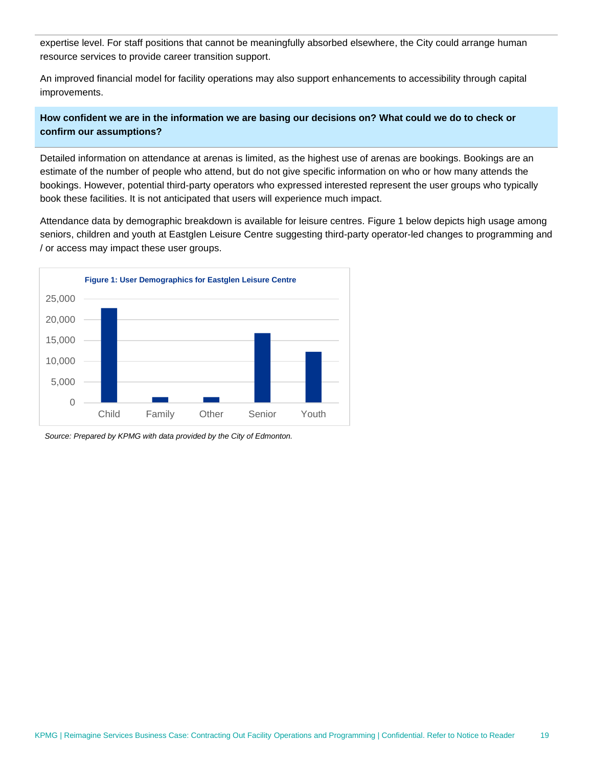expertise level. For staff positions that cannot be meaningfully absorbed elsewhere, the City could arrange human resource services to provide career transition support.

An improved financial model for facility operations may also support enhancements to accessibility through capital improvements.

**How confident we are in the information we are basing our decisions on? What could we do to check or confirm our assumptions?**

Detailed information on attendance at arenas is limited, as the highest use of arenas are bookings. Bookings are an estimate of the number of people who attend, but do not give specific information on who or how many attends the bookings. However, potential third-party operators who expressed interested represent the user groups who typically book these facilities. It is not anticipated that users will experience much impact.

Attendance data by demographic breakdown is available for leisure centres. Figure 1 below depicts high usage among seniors, children and youth at Eastglen Leisure Centre suggesting third-party operator-led changes to programming and / or access may impact these user groups.

**Figure 1: User Demographics for Eastglen Leisure Centre**

*Source: Prepared by KPMG with data provided by the City of Edmonton.*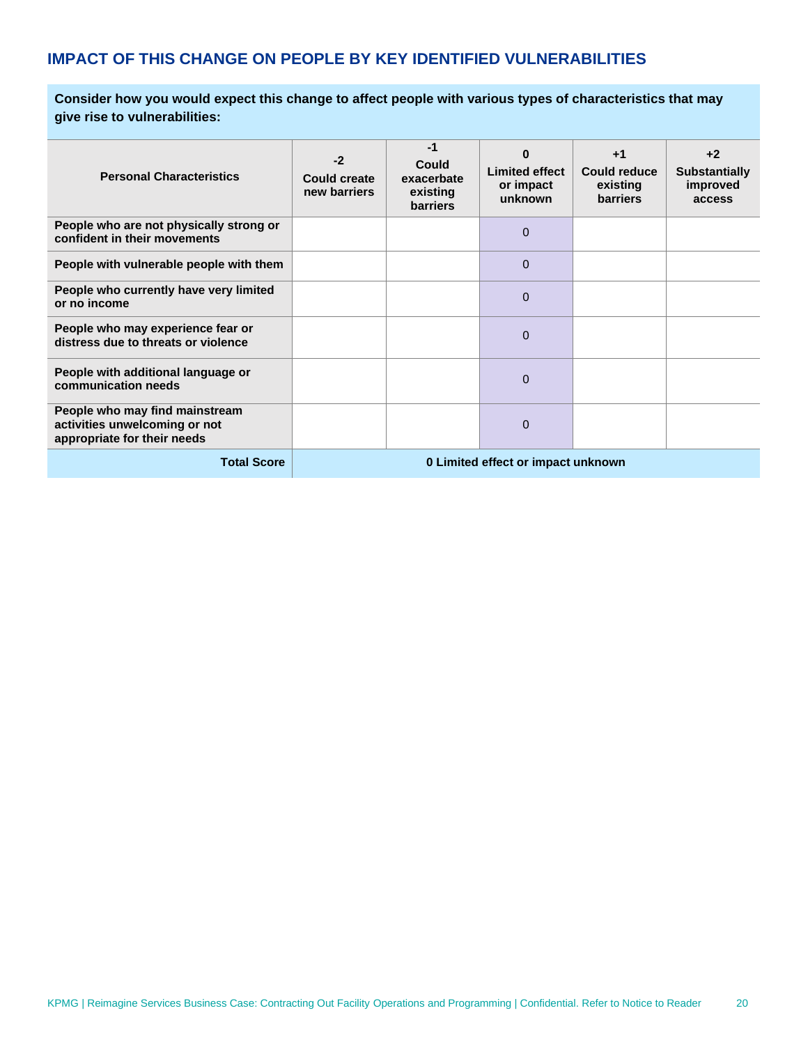## IMPACT OF THIS CHANGE ON PEOPLE BY KEY IDENTIFIED VULNERABILITIES

**Consider how you would expect this change to affect people with various types of characteristics that may give rise to vulnerabilities:**

| Personal Characteristics | -2 Could create new barriers | -1 Could exacerbate existing barriers | 0 Limited effect or impact unknown | +1 Could reduce existing barriers | +2 Substantially improved access |
|---|---|---|---|---|---|
| **People who are not physically strong or confident in their movements** | | | 0 | | |
| **People with vulnerable people with them** | | | 0 | | |
| **People who currently have very limited or no income** | | | 0 | | |
| **People who may experience fear or distress due to threats or violence** | | | 0 | | |
| **People with additional language or communication needs** | | | 0 | | |
| **People who may find mainstream activities unwelcoming or not appropriate for their needs** | | | 0 | | |
| **Total Score** | **0 Limited effect or impact unknown** | | | | |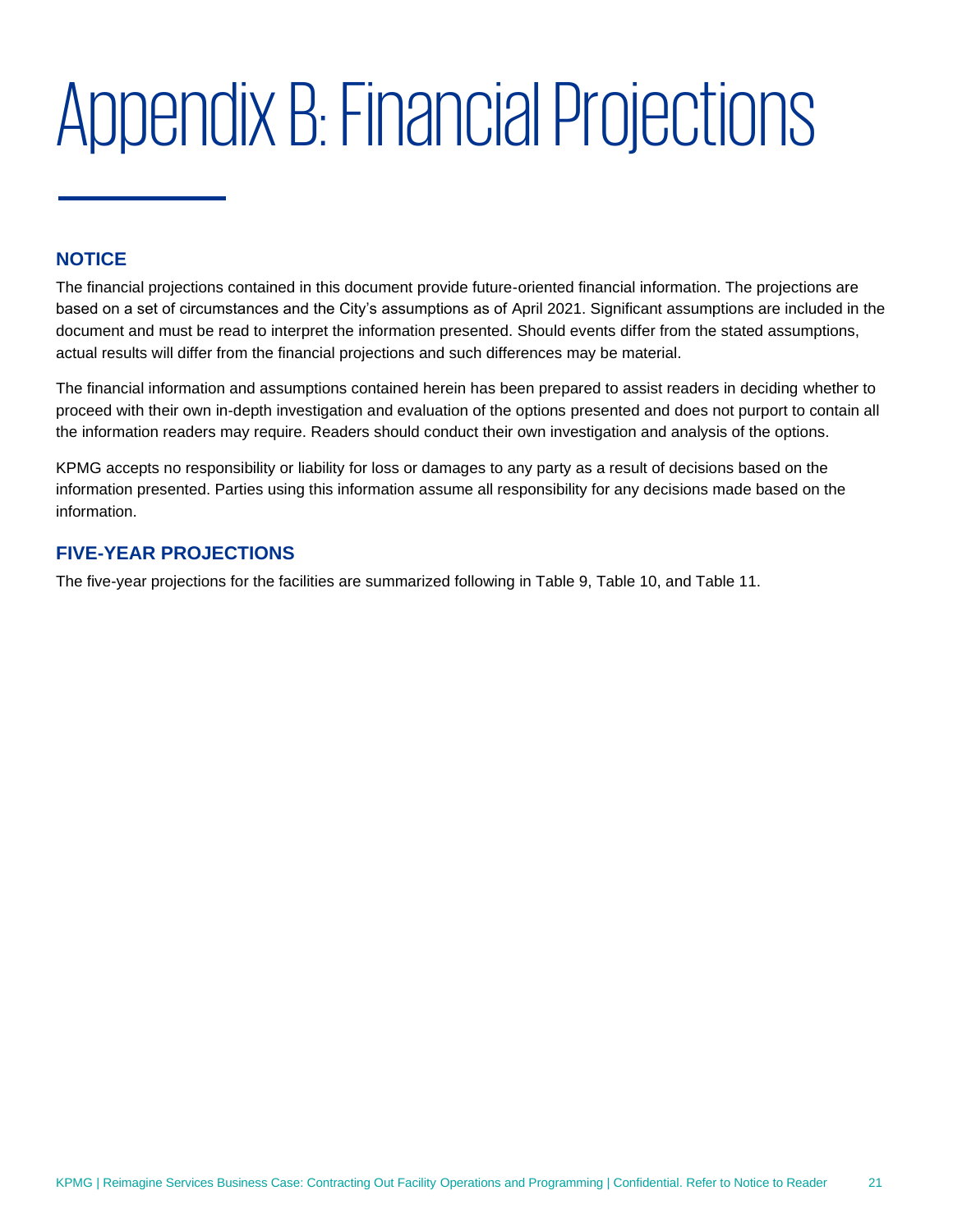# Appendix B: Financial Projections

## NOTICE

The financial projections contained in this document provide future-oriented financial information. The projections are based on a set of circumstances and the City's assumptions as of April 2021. Significant assumptions are included in the document and must be read to interpret the information presented. Should events differ from the stated assumptions, actual results will differ from the financial projections and such differences may be material.

The financial information and assumptions contained herein has been prepared to assist readers in deciding whether to proceed with their own in-depth investigation and evaluation of the options presented and does not purport to contain all the information readers may require. Readers should conduct their own investigation and analysis of the options.

KPMG accepts no responsibility or liability for loss or damages to any party as a result of decisions based on the information presented. Parties using this information assume all responsibility for any decisions made based on the information.

## FIVE-YEAR PROJECTIONS

The five-year projections for the facilities are summarized following in Table 9, Table 10, and Table 11.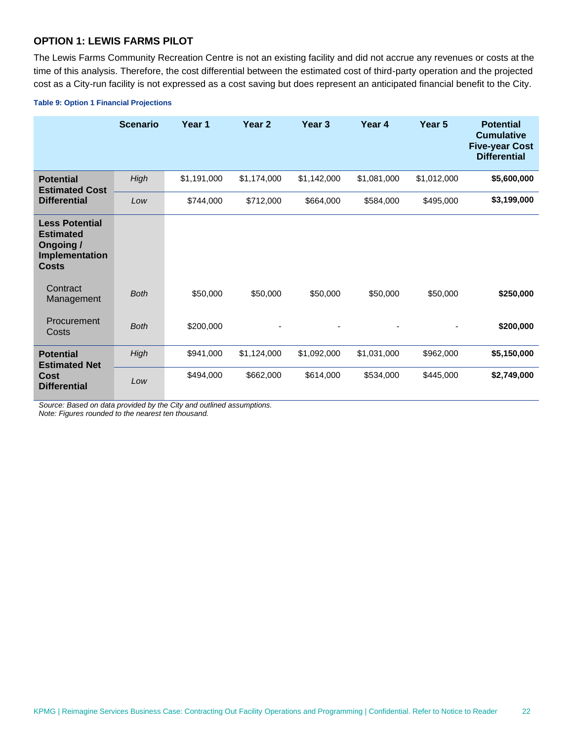### OPTION 1: LEWIS FARMS PILOT

The Lewis Farms Community Recreation Centre is not an existing facility and did not accrue any revenues or costs at the time of this analysis. Therefore, the cost differential between the estimated cost of third-party operation and the projected cost as a City-run facility is not expressed as a cost saving but does represent an anticipated financial benefit to the City.

**Table 9: Option 1 Financial Projections**

| | Scenario | Year 1 | Year 2 | Year 3 | Year 4 | Year 5 | Potential Cumulative Five-year Cost Differential |
|---|---|---|---|---|---|---|---|
| **Potential Estimated Cost Differential** | *High* | $1,191,000 | $1,174,000 | $1,142,000 | $1,081,000 | $1,012,000 | **$5,600,000** |
| | *Low* | $744,000 | $712,000 | $664,000 | $584,000 | $495,000 | **$3,199,000** |
| **Less Potential Estimated Ongoing / Implementation Costs** | | | | | | | |
| Contract Management | *Both* | $50,000 | $50,000 | $50,000 | $50,000 | $50,000 | **$250,000** |
| Procurement Costs | *Both* | $200,000 | - | - | - | - | **$200,000** |
| **Potential Estimated Net Cost Differential** | *High* | $941,000 | $1,124,000 | $1,092,000 | $1,031,000 | $962,000 | **$5,150,000** |
| | *Low* | $494,000 | $662,000 | $614,000 | $534,000 | $445,000 | **$2,749,000** |

*Source: Based on data provided by the City and outlined assumptions.*
*Note: Figures rounded to the nearest ten thousand.*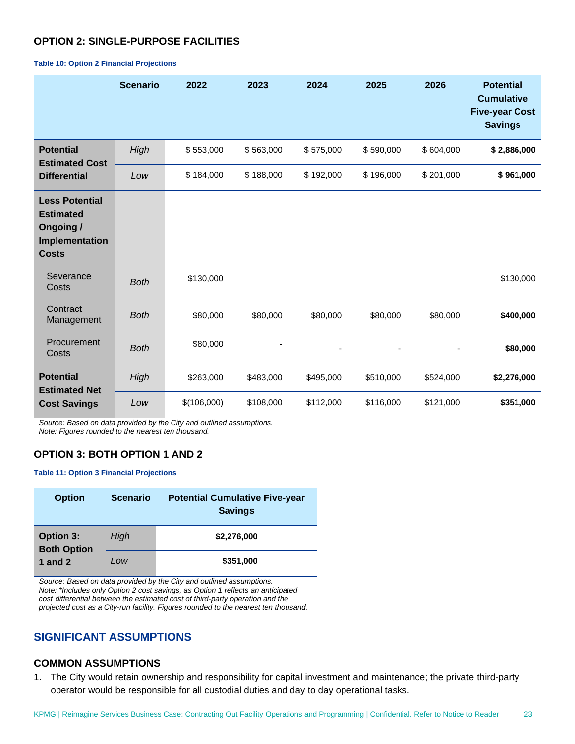### OPTION 2: SINGLE-PURPOSE FACILITIES

**Table 10: Option 2 Financial Projections**

| | Scenario | 2022 | 2023 | 2024 | 2025 | 2026 | Potential Cumulative Five-year Cost Savings |
|---|---|---|---|---|---|---|---|
| **Potential Estimated Cost Differential** | *High* | $ 553,000 | $ 563,000 | $ 575,000 | $ 590,000 | $ 604,000 | **$ 2,886,000** |
| | *Low* | $ 184,000 | $ 188,000 | $ 192,000 | $ 196,000 | $ 201,000 | **$ 961,000** |
| **Less Potential Estimated Ongoing / Implementation Costs** | | | | | | | |
| Severance Costs | *Both* | $130,000 | | | | | $130,000 |
| Contract Management | *Both* | $80,000 | $80,000 | $80,000 | $80,000 | $80,000 | **$400,000** |
| Procurement Costs | *Both* | $80,000 | - | - | - | - | **$80,000** |
| **Potential Estimated Net Cost Savings** | *High* | $263,000 | $483,000 | $495,000 | $510,000 | $524,000 | **$2,276,000** |
| | *Low* | $(106,000) | $108,000 | $112,000 | $116,000 | $121,000 | **$351,000** |

*Source: Based on data provided by the City and outlined assumptions.*
*Note: Figures rounded to the nearest ten thousand.*

### OPTION 3: BOTH OPTION 1 AND 2

**Table 11: Option 3 Financial Projections**

| Option | Scenario | Potential Cumulative Five-year Savings |
|---|---|---|
| **Option 3: Both Option 1 and 2** | *High* | **$2,276,000** |
| | *Low* | **$351,000** |

*Source: Based on data provided by the City and outlined assumptions.*
*Note: *Includes only Option 2 cost savings, as Option 1 reflects an anticipated cost differential between the estimated cost of third-party operation and the projected cost as a City-run facility. Figures rounded to the nearest ten thousand.*

## SIGNIFICANT ASSUMPTIONS

### COMMON ASSUMPTIONS

1. The City would retain ownership and responsibility for capital investment and maintenance; the private third-party operator would be responsible for all custodial duties and day to day operational tasks.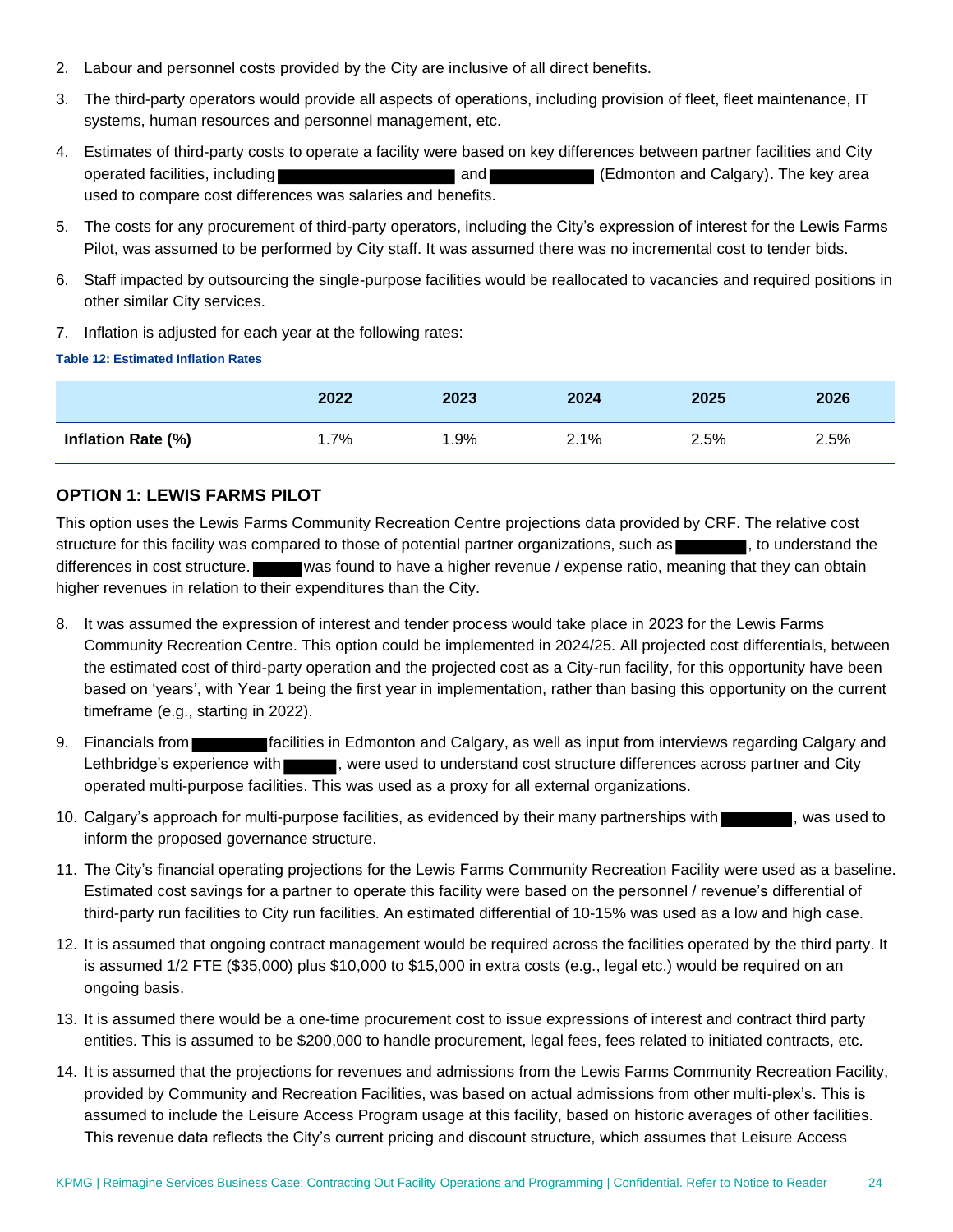2. Labour and personnel costs provided by the City are inclusive of all direct benefits.
3. The third-party operators would provide all aspects of operations, including provision of fleet, fleet maintenance, IT systems, human resources and personnel management, etc.
4. Estimates of third-party costs to operate a facility were based on key differences between partner facilities and City operated facilities, including ████████████ and ██████ (Edmonton and Calgary). The key area used to compare cost differences was salaries and benefits.
5. The costs for any procurement of third-party operators, including the City's expression of interest for the Lewis Farms Pilot, was assumed to be performed by City staff. It was assumed there was no incremental cost to tender bids.
6. Staff impacted by outsourcing the single-purpose facilities would be reallocated to vacancies and required positions in other similar City services.
7. Inflation is adjusted for each year at the following rates:

**Table 12: Estimated Inflation Rates**

| | 2022 | 2023 | 2024 | 2025 | 2026 |
|---|---|---|---|---|---|
| **Inflation Rate (%)** | 1.7% | 1.9% | 2.1% | 2.5% | 2.5% |

## OPTION 1: LEWIS FARMS PILOT

This option uses the Lewis Farms Community Recreation Centre projections data provided by CRF. The relative cost structure for this facility was compared to those of potential partner organizations, such as █████, to understand the differences in cost structure. ████ was found to have a higher revenue / expense ratio, meaning that they can obtain higher revenues in relation to their expenditures than the City.

8. It was assumed the expression of interest and tender process would take place in 2023 for the Lewis Farms Community Recreation Centre. This option could be implemented in 2024/25. All projected cost differentials, between the estimated cost of third-party operation and the projected cost as a City-run facility, for this opportunity have been based on 'years', with Year 1 being the first year in implementation, rather than basing this opportunity on the current timeframe (e.g., starting in 2022).
9. Financials from █████ facilities in Edmonton and Calgary, as well as input from interviews regarding Calgary and Lethbridge's experience with ████, were used to understand cost structure differences across partner and City operated multi-purpose facilities. This was used as a proxy for all external organizations.
10. Calgary's approach for multi-purpose facilities, as evidenced by their many partnerships with █████, was used to inform the proposed governance structure.
11. The City's financial operating projections for the Lewis Farms Community Recreation Facility were used as a baseline. Estimated cost savings for a partner to operate this facility were based on the personnel / revenue's differential of third-party run facilities to City run facilities. An estimated differential of 10-15% was used as a low and high case.
12. It is assumed that ongoing contract management would be required across the facilities operated by the third party. It is assumed 1/2 FTE ($35,000) plus $10,000 to $15,000 in extra costs (e.g., legal etc.) would be required on an ongoing basis.
13. It is assumed there would be a one-time procurement cost to issue expressions of interest and contract third party entities. This is assumed to be $200,000 to handle procurement, legal fees, fees related to initiated contracts, etc.
14. It is assumed that the projections for revenues and admissions from the Lewis Farms Community Recreation Facility, provided by Community and Recreation Facilities, was based on actual admissions from other multi-plex's. This is assumed to include the Leisure Access Program usage at this facility, based on historic averages of other facilities. This revenue data reflects the City's current pricing and discount structure, which assumes that Leisure Access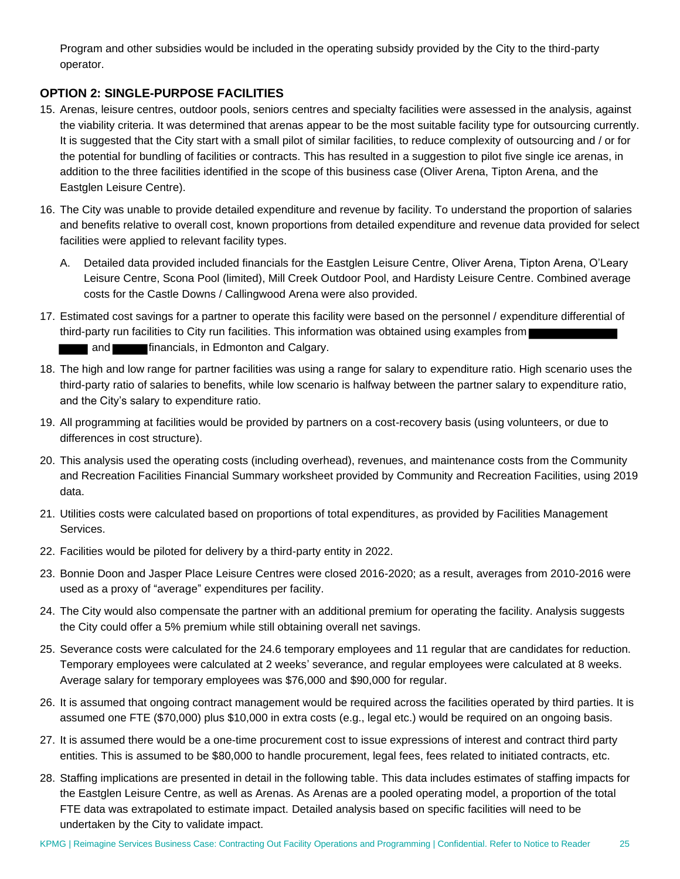Program and other subsidies would be included in the operating subsidy provided by the City to the third-party operator.

### OPTION 2: SINGLE-PURPOSE FACILITIES

15. Arenas, leisure centres, outdoor pools, seniors centres and specialty facilities were assessed in the analysis, against the viability criteria. It was determined that arenas appear to be the most suitable facility type for outsourcing currently. It is suggested that the City start with a small pilot of similar facilities, to reduce complexity of outsourcing and / or for the potential for bundling of facilities or contracts. This has resulted in a suggestion to pilot five single ice arenas, in addition to the three facilities identified in the scope of this business case (Oliver Arena, Tipton Arena, and the Eastglen Leisure Centre).
16. The City was unable to provide detailed expenditure and revenue by facility. To understand the proportion of salaries and benefits relative to overall cost, known proportions from detailed expenditure and revenue data provided for select facilities were applied to relevant facility types.
    A. Detailed data provided included financials for the Eastglen Leisure Centre, Oliver Arena, Tipton Arena, O'Leary Leisure Centre, Scona Pool (limited), Mill Creek Outdoor Pool, and Hardisty Leisure Centre. Combined average costs for the Castle Downs / Callingwood Arena were also provided.
17. Estimated cost savings for a partner to operate this facility were based on the personnel / expenditure differential of third-party run facilities to City run facilities. This information was obtained using examples from ██████ ███ and ███ financials, in Edmonton and Calgary.
18. The high and low range for partner facilities was using a range for salary to expenditure ratio. High scenario uses the third-party ratio of salaries to benefits, while low scenario is halfway between the partner salary to expenditure ratio, and the City's salary to expenditure ratio.
19. All programming at facilities would be provided by partners on a cost-recovery basis (using volunteers, or due to differences in cost structure).
20. This analysis used the operating costs (including overhead), revenues, and maintenance costs from the Community and Recreation Facilities Financial Summary worksheet provided by Community and Recreation Facilities, using 2019 data.
21. Utilities costs were calculated based on proportions of total expenditures, as provided by Facilities Management Services.
22. Facilities would be piloted for delivery by a third-party entity in 2022.
23. Bonnie Doon and Jasper Place Leisure Centres were closed 2016-2020; as a result, averages from 2010-2016 were used as a proxy of "average" expenditures per facility.
24. The City would also compensate the partner with an additional premium for operating the facility. Analysis suggests the City could offer a 5% premium while still obtaining overall net savings.
25. Severance costs were calculated for the 24.6 temporary employees and 11 regular that are candidates for reduction. Temporary employees were calculated at 2 weeks' severance, and regular employees were calculated at 8 weeks. Average salary for temporary employees was $76,000 and $90,000 for regular.
26. It is assumed that ongoing contract management would be required across the facilities operated by third parties. It is assumed one FTE ($70,000) plus $10,000 in extra costs (e.g., legal etc.) would be required on an ongoing basis.
27. It is assumed there would be a one-time procurement cost to issue expressions of interest and contract third party entities. This is assumed to be $80,000 to handle procurement, legal fees, fees related to initiated contracts, etc.
28. Staffing implications are presented in detail in the following table. This data includes estimates of staffing impacts for the Eastglen Leisure Centre, as well as Arenas. As Arenas are a pooled operating model, a proportion of the total FTE data was extrapolated to estimate impact. Detailed analysis based on specific facilities will need to be undertaken by the City to validate impact.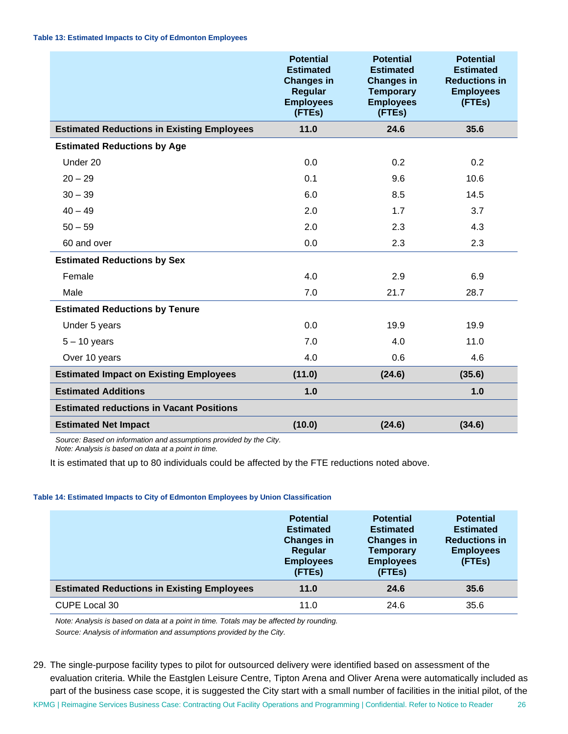**Table 13: Estimated Impacts to City of Edmonton Employees**

| | Potential Estimated Changes in Regular Employees (FTEs) | Potential Estimated Changes in Temporary Employees (FTEs) | Potential Estimated Reductions in Employees (FTEs) |
|---|---|---|---|
| **Estimated Reductions in Existing Employees** | **11.0** | **24.6** | **35.6** |
| **Estimated Reductions by Age** | | | |
| Under 20 | 0.0 | 0.2 | 0.2 |
| 20 – 29 | 0.1 | 9.6 | 10.6 |
| 30 – 39 | 6.0 | 8.5 | 14.5 |
| 40 – 49 | 2.0 | 1.7 | 3.7 |
| 50 – 59 | 2.0 | 2.3 | 4.3 |
| 60 and over | 0.0 | 2.3 | 2.3 |
| **Estimated Reductions by Sex** | | | |
| Female | 4.0 | 2.9 | 6.9 |
| Male | 7.0 | 21.7 | 28.7 |
| **Estimated Reductions by Tenure** | | | |
| Under 5 years | 0.0 | 19.9 | 19.9 |
| 5 – 10 years | 7.0 | 4.0 | 11.0 |
| Over 10 years | 4.0 | 0.6 | 4.6 |
| **Estimated Impact on Existing Employees** | **(11.0)** | **(24.6)** | **(35.6)** |
| **Estimated Additions** | **1.0** | | **1.0** |
| **Estimated reductions in Vacant Positions** | | | |
| **Estimated Net Impact** | **(10.0)** | **(24.6)** | **(34.6)** |

*Source: Based on information and assumptions provided by the City.*
*Note: Analysis is based on data at a point in time.*

It is estimated that up to 80 individuals could be affected by the FTE reductions noted above.

**Table 14: Estimated Impacts to City of Edmonton Employees by Union Classification**

| | Potential Estimated Changes in Regular Employees (FTEs) | Potential Estimated Changes in Temporary Employees (FTEs) | Potential Estimated Reductions in Employees (FTEs) |
|---|---|---|---|
| **Estimated Reductions in Existing Employees** | **11.0** | **24.6** | **35.6** |
| CUPE Local 30 | 11.0 | 24.6 | 35.6 |

*Note: Analysis is based on data at a point in time. Totals may be affected by rounding.*
*Source: Analysis of information and assumptions provided by the City.*

29. The single-purpose facility types to pilot for outsourced delivery were identified based on assessment of the evaluation criteria. While the Eastglen Leisure Centre, Tipton Arena and Oliver Arena were automatically included as part of the business case scope, it is suggested the City start with a small number of facilities in the initial pilot, of the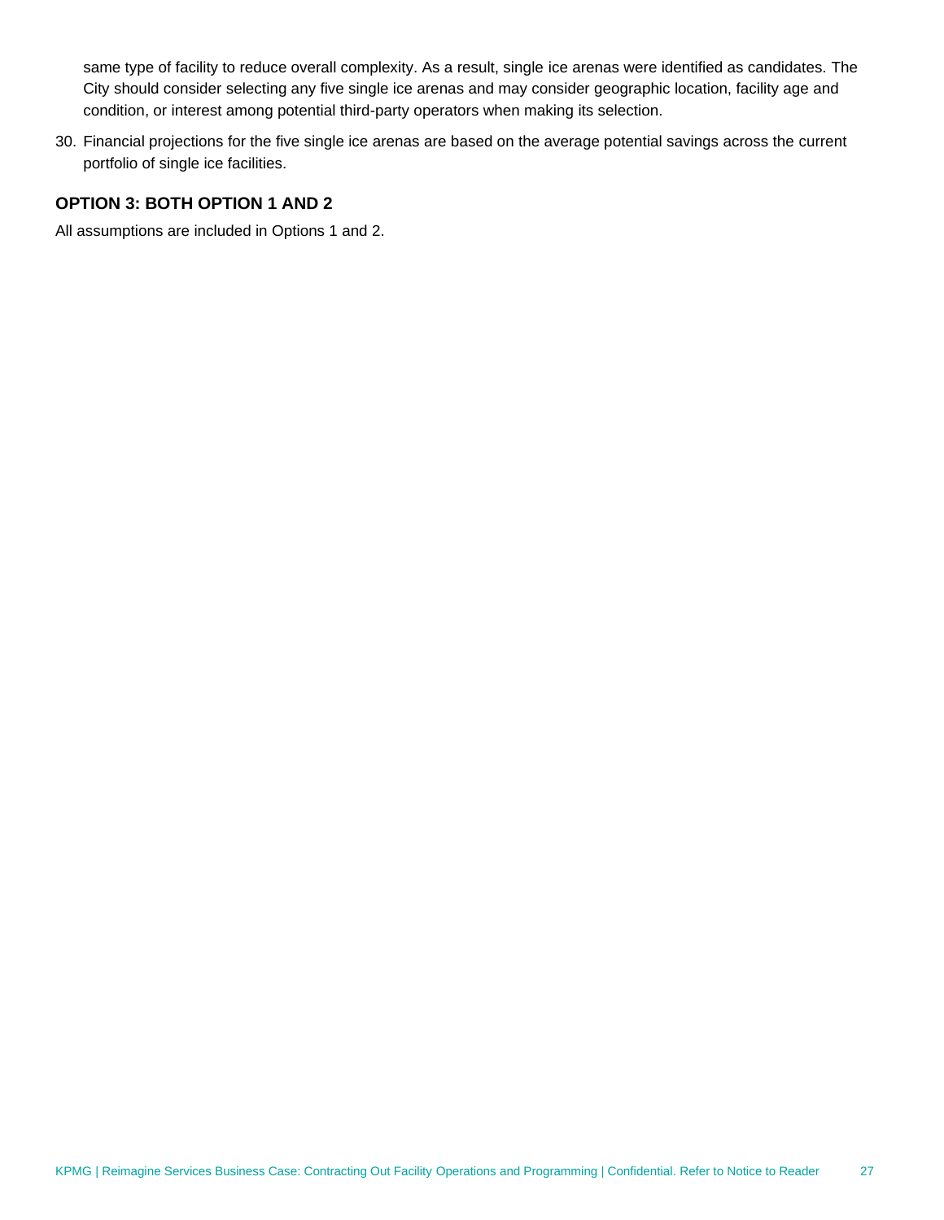same type of facility to reduce overall complexity. As a result, single ice arenas were identified as candidates. The City should consider selecting any five single ice arenas and may consider geographic location, facility age and condition, or interest among potential third-party operators when making its selection.

30. Financial projections for the five single ice arenas are based on the average potential savings across the current portfolio of single ice facilities.

### OPTION 3: BOTH OPTION 1 AND 2

All assumptions are included in Options 1 and 2.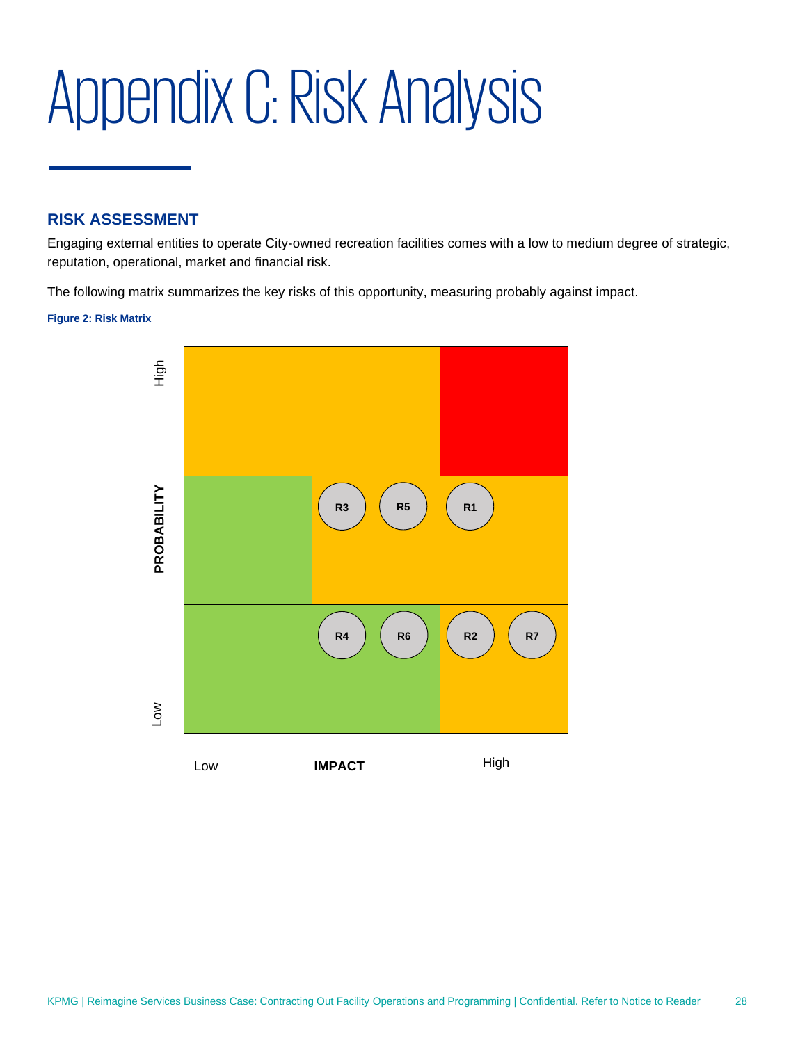# Appendix C: Risk Analysis

## RISK ASSESSMENT

Engaging external entities to operate City-owned recreation facilities comes with a low to medium degree of strategic, reputation, operational, market and financial risk.

The following matrix summarizes the key risks of this opportunity, measuring probably against impact.

**Figure 2: Risk Matrix**

| PROBABILITY \ IMPACT | Low | Medium | High |
|---|---|---|---|
| High | | | |
| Medium | | R3, R5 | R1 |
| Low | | R4, R6 | R2, R7 |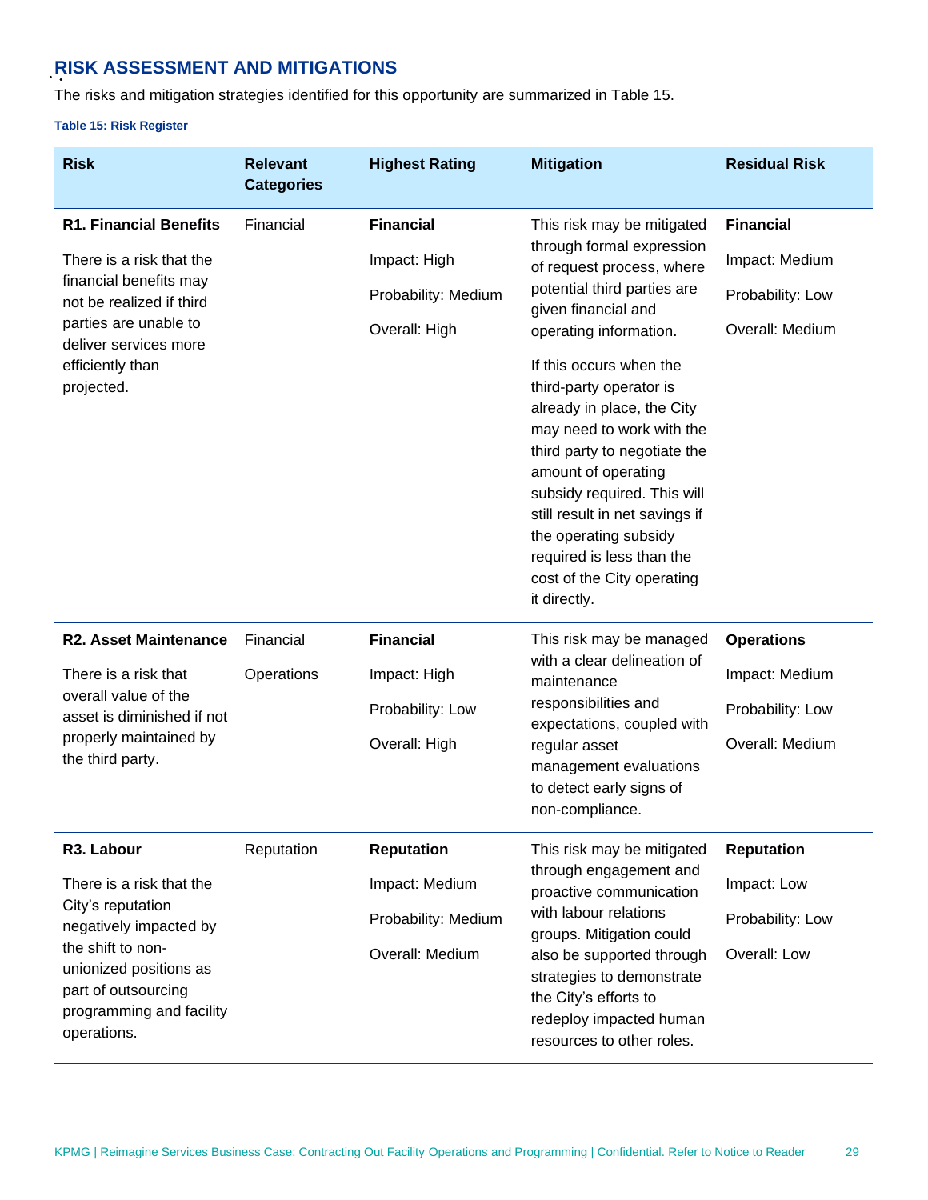## RISK ASSESSMENT AND MITIGATIONS

The risks and mitigation strategies identified for this opportunity are summarized in Table 15.

**Table 15: Risk Register**

| Risk | Relevant Categories | Highest Rating | Mitigation | Residual Risk |
|---|---|---|---|---|
| **R1. Financial Benefits**<br><br>There is a risk that the financial benefits may not be realized if third parties are unable to deliver services more efficiently than projected. | Financial | **Financial**<br><br>Impact: High<br><br>Probability: Medium<br><br>Overall: High | This risk may be mitigated through formal expression of request process, where potential third parties are given financial and operating information.<br><br>If this occurs when the third-party operator is already in place, the City may need to work with the third party to negotiate the amount of operating subsidy required. This will still result in net savings if the operating subsidy required is less than the cost of the City operating it directly. | **Financial**<br><br>Impact: Medium<br><br>Probability: Low<br><br>Overall: Medium |
| **R2. Asset Maintenance**<br><br>There is a risk that overall value of the asset is diminished if not properly maintained by the third party. | Financial<br><br>Operations | **Financial**<br><br>Impact: High<br><br>Probability: Low<br><br>Overall: High | This risk may be managed with a clear delineation of maintenance responsibilities and expectations, coupled with regular asset management evaluations to detect early signs of non-compliance. | **Operations**<br><br>Impact: Medium<br><br>Probability: Low<br><br>Overall: Medium |
| **R3. Labour**<br><br>There is a risk that the City's reputation negatively impacted by the shift to non-unionized positions as part of outsourcing programming and facility operations. | Reputation | **Reputation**<br><br>Impact: Medium<br><br>Probability: Medium<br><br>Overall: Medium | This risk may be mitigated through engagement and proactive communication with labour relations groups. Mitigation could also be supported through strategies to demonstrate the City's efforts to redeploy impacted human resources to other roles. | **Reputation**<br><br>Impact: Low<br><br>Probability: Low<br><br>Overall: Low |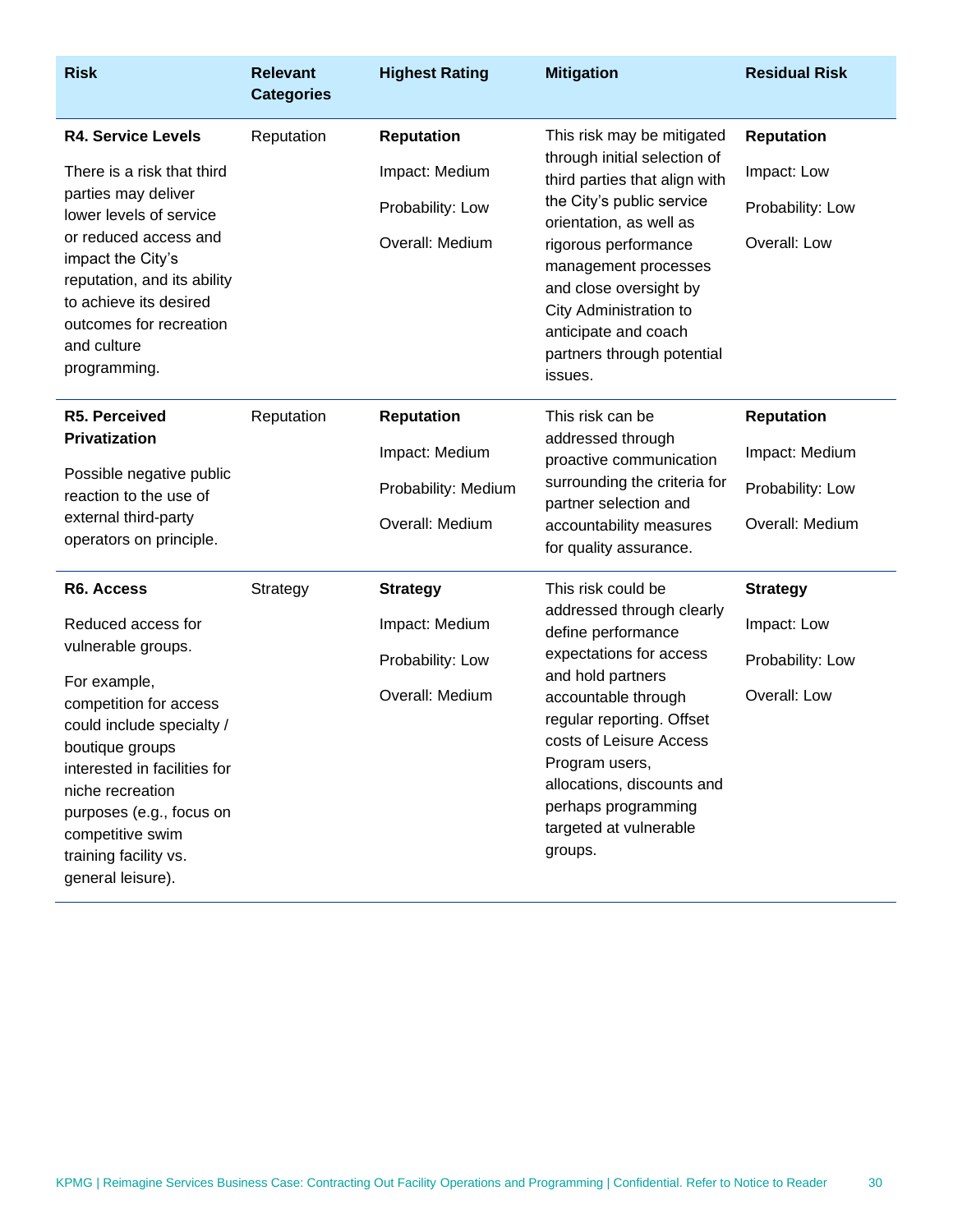| Risk | Relevant Categories | Highest Rating | Mitigation | Residual Risk |
|---|---|---|---|---|
| **R4. Service Levels**<br><br>There is a risk that third parties may deliver lower levels of service or reduced access and impact the City's reputation, and its ability to achieve its desired outcomes for recreation and culture programming. | Reputation | **Reputation**<br><br>Impact: Medium<br><br>Probability: Low<br><br>Overall: Medium | This risk may be mitigated through initial selection of third parties that align with the City's public service orientation, as well as rigorous performance management processes and close oversight by City Administration to anticipate and coach partners through potential issues. | **Reputation**<br><br>Impact: Low<br><br>Probability: Low<br><br>Overall: Low |
| **R5. Perceived Privatization**<br><br>Possible negative public reaction to the use of external third-party operators on principle. | Reputation | **Reputation**<br><br>Impact: Medium<br><br>Probability: Medium<br><br>Overall: Medium | This risk can be addressed through proactive communication surrounding the criteria for partner selection and accountability measures for quality assurance. | **Reputation**<br><br>Impact: Medium<br><br>Probability: Low<br><br>Overall: Medium |
| **R6. Access**<br><br>Reduced access for vulnerable groups.<br><br>For example, competition for access could include specialty / boutique groups interested in facilities for niche recreation purposes (e.g., focus on competitive swim training facility vs. general leisure). | Strategy | **Strategy**<br><br>Impact: Medium<br><br>Probability: Low<br><br>Overall: Medium | This risk could be addressed through clearly define performance expectations for access and hold partners accountable through regular reporting. Offset costs of Leisure Access Program users, allocations, discounts and perhaps programming targeted at vulnerable groups. | **Strategy**<br><br>Impact: Low<br><br>Probability: Low<br><br>Overall: Low |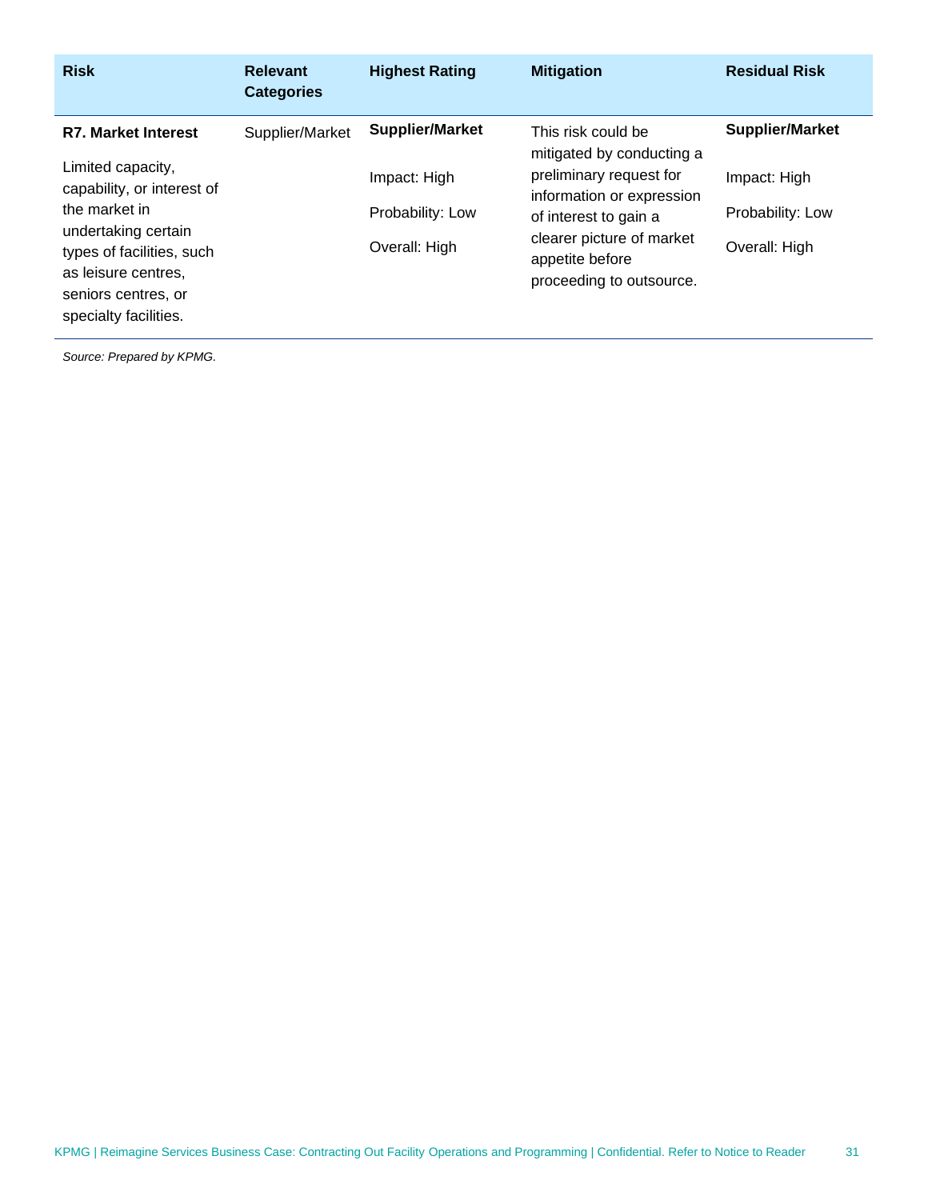| Risk | Relevant Categories | Highest Rating | Mitigation | Residual Risk |
|---|---|---|---|---|
| **R7. Market Interest**<br><br>Limited capacity, capability, or interest of the market in undertaking certain types of facilities, such as leisure centres, seniors centres, or specialty facilities. | Supplier/Market | **Supplier/Market**<br><br>Impact: High<br><br>Probability: Low<br><br>Overall: High | This risk could be mitigated by conducting a preliminary request for information or expression of interest to gain a clearer picture of market appetite before proceeding to outsource. | **Supplier/Market**<br><br>Impact: High<br><br>Probability: Low<br><br>Overall: High |

*Source: Prepared by KPMG.*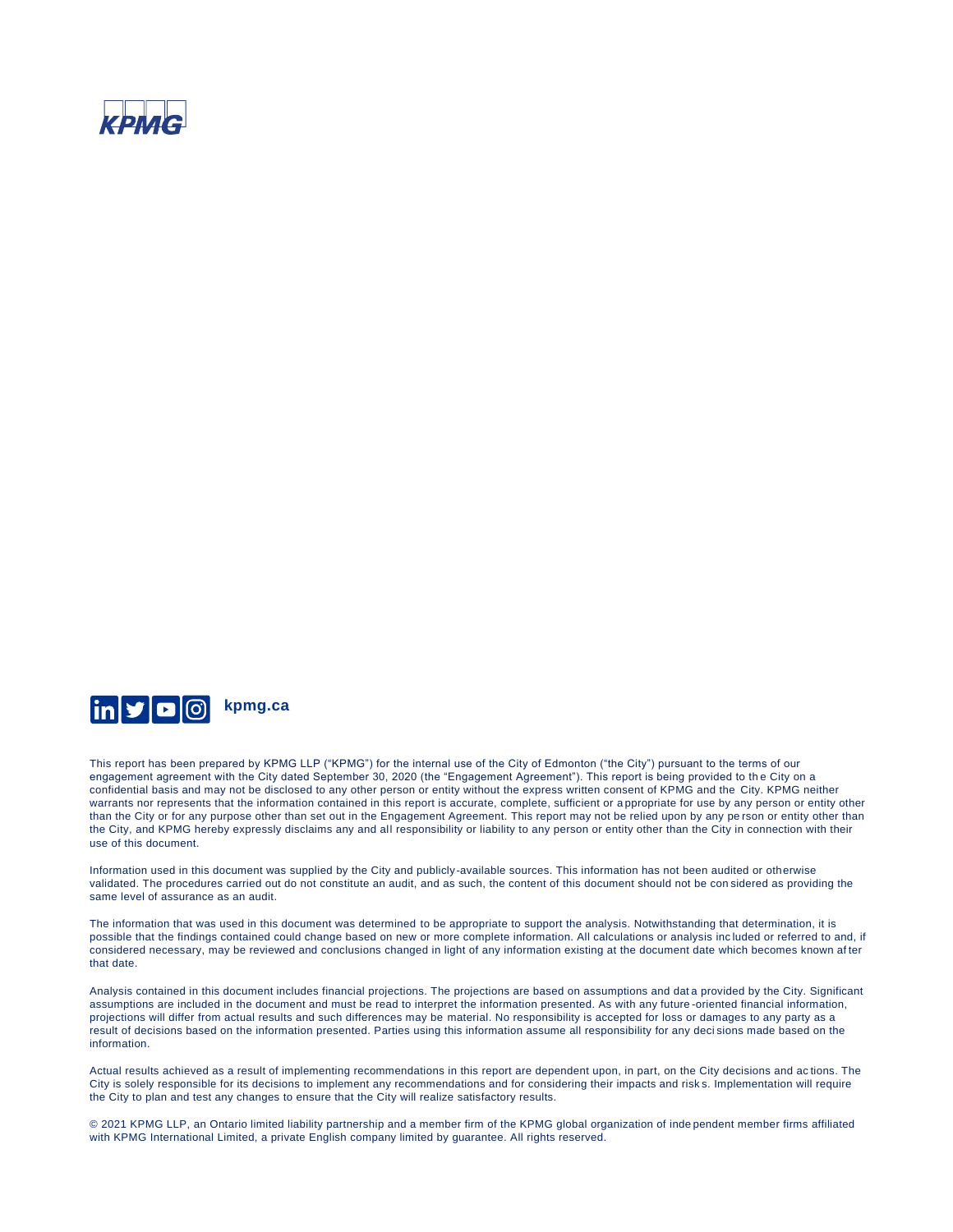KPMG

kpmg.ca

This report has been prepared by KPMG LLP ("KPMG") for the internal use of the City of Edmonton ("the City") pursuant to the terms of our engagement agreement with the City dated September 30, 2020 (the "Engagement Agreement"). This report is being provided to the City on a confidential basis and may not be disclosed to any other person or entity without the express written consent of KPMG and the City. KPMG neither warrants nor represents that the information contained in this report is accurate, complete, sufficient or appropriate for use by any person or entity other than the City or for any purpose other than set out in the Engagement Agreement. This report may not be relied upon by any person or entity other than the City, and KPMG hereby expressly disclaims any and all responsibility or liability to any person or entity other than the City in connection with their use of this document.

Information used in this document was supplied by the City and publicly-available sources. This information has not been audited or otherwise validated. The procedures carried out do not constitute an audit, and as such, the content of this document should not be considered as providing the same level of assurance as an audit.

The information that was used in this document was determined to be appropriate to support the analysis. Notwithstanding that determination, it is possible that the findings contained could change based on new or more complete information. All calculations or analysis included or referred to and, if considered necessary, may be reviewed and conclusions changed in light of any information existing at the document date which becomes known after that date.

Analysis contained in this document includes financial projections. The projections are based on assumptions and data provided by the City. Significant assumptions are included in the document and must be read to interpret the information presented. As with any future-oriented financial information, projections will differ from actual results and such differences may be material. No responsibility is accepted for loss or damages to any party as a result of decisions based on the information presented. Parties using this information assume all responsibility for any decisions made based on the information.

Actual results achieved as a result of implementing recommendations in this report are dependent upon, in part, on the City decisions and actions. The City is solely responsible for its decisions to implement any recommendations and for considering their impacts and risks. Implementation will require the City to plan and test any changes to ensure that the City will realize satisfactory results.

© 2021 KPMG LLP, an Ontario limited liability partnership and a member firm of the KPMG global organization of independent member firms affiliated with KPMG International Limited, a private English company limited by guarantee. All rights reserved.